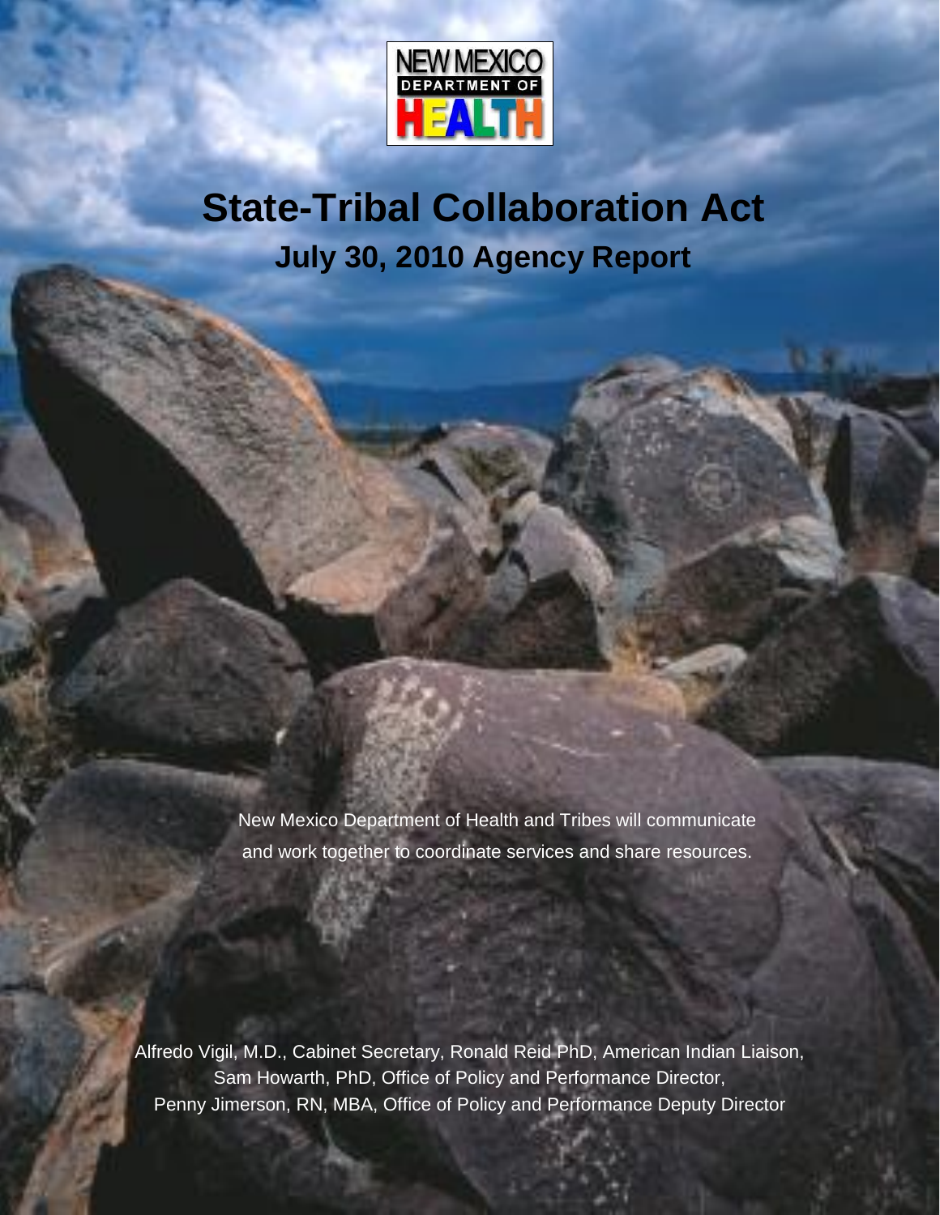NEW MEXICO DEPARTMENT OF HEALTH

# State-Tribal Collaboration Act

## July 30, 2010 Agency Report

New Mexico Department of Health and Tribes will communicate and work together to coordinate services and share resources.

Alfredo Vigil, M.D., Cabinet Secretary, Ronald Reid PhD, American Indian Liaison, Sam Howarth, PhD, Office of Policy and Performance Director, Penny Jimerson, RN, MBA, Office of Policy and Performance Deputy Director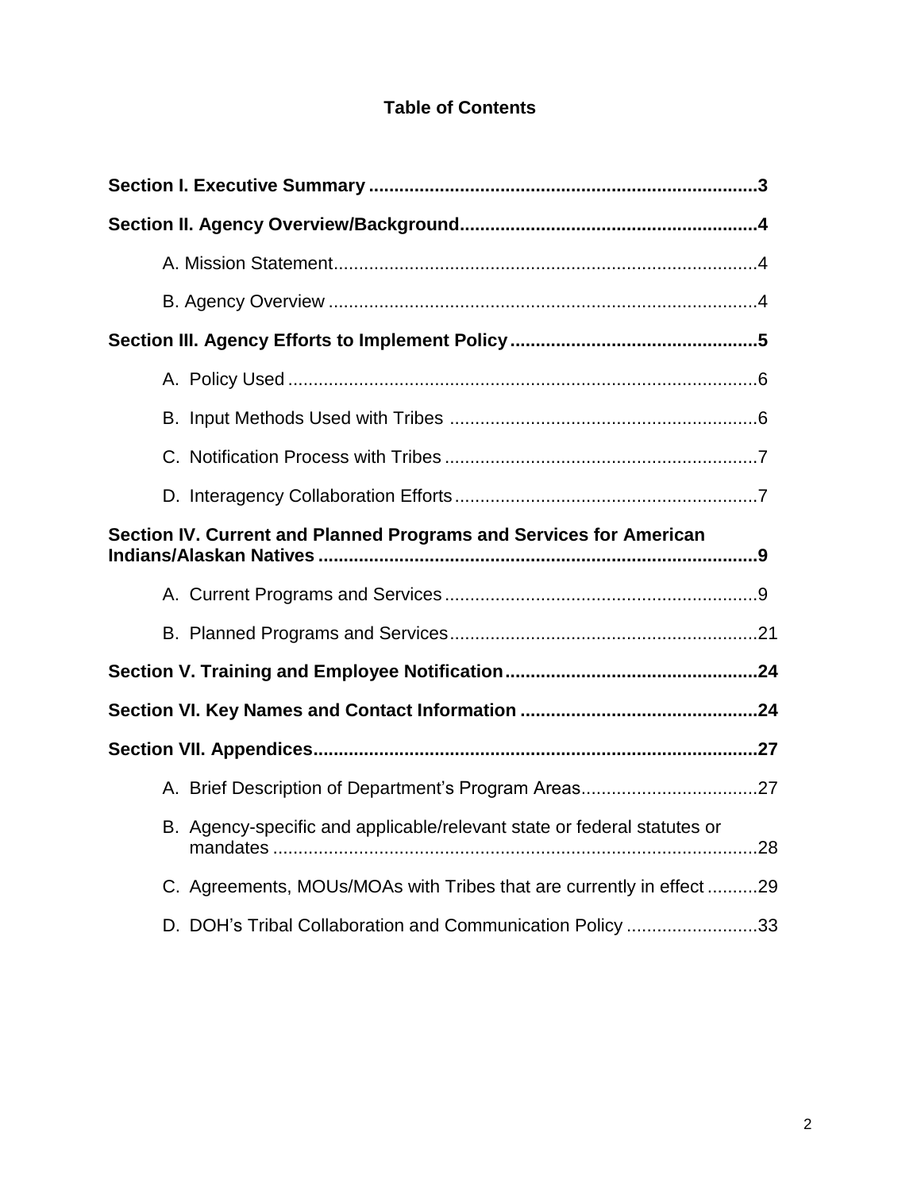# Table of Contents

**Section I. Executive Summary** ............................................................................ **3**

**Section II. Agency Overview/Background** .......................................................... **4**

- A. Mission Statement .................................................................................... 4
- B. Agency Overview ..................................................................................... 4

**Section III. Agency Efforts to Implement Policy** ................................................ **5**

- A. Policy Used ............................................................................................. 6
- B. Input Methods Used with Tribes ............................................................ 6
- C. Notification Process with Tribes ............................................................. 7
- D. Interagency Collaboration Efforts ............................................................ 7

**Section IV. Current and Planned Programs and Services for American Indians/Alaskan Natives** ...................................................................................... **9**

- A. Current Programs and Services ............................................................. 9
- B. Planned Programs and Services ............................................................ 21

**Section V. Training and Employee Notification** ................................................. **24**

**Section VI. Key Names and Contact Information** .............................................. **24**

**Section VII. Appendices** ....................................................................................... **27**

- A. Brief Description of Department's Program Areas ................................... 27
- B. Agency-specific and applicable/relevant state or federal statutes or mandates ................................................................................................. 28
- C. Agreements, MOUs/MOAs with Tribes that are currently in effect .......... 29
- D. DOH's Tribal Collaboration and Communication Policy .......................... 33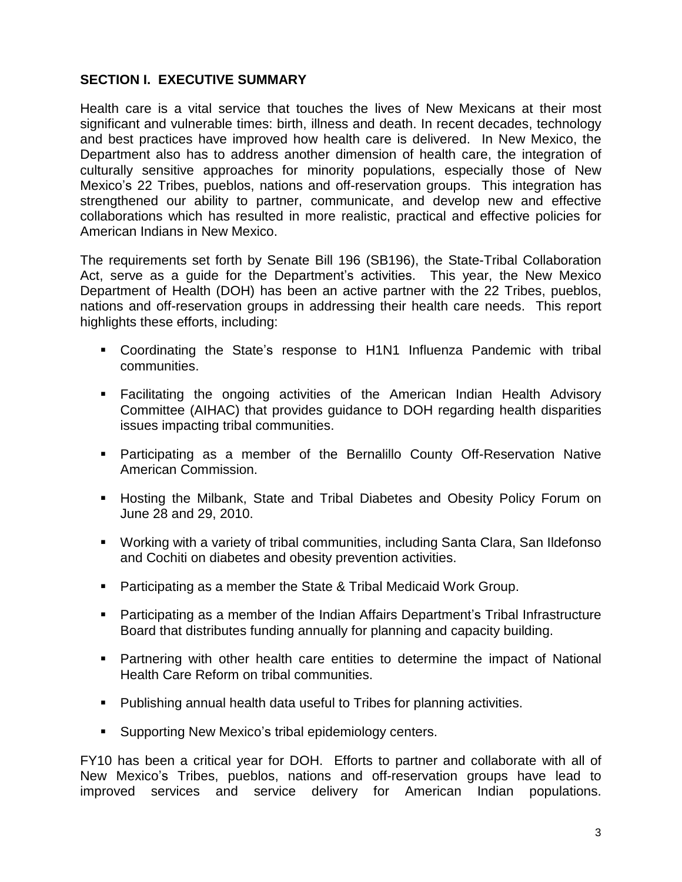## SECTION I. EXECUTIVE SUMMARY

Health care is a vital service that touches the lives of New Mexicans at their most significant and vulnerable times: birth, illness and death. In recent decades, technology and best practices have improved how health care is delivered. In New Mexico, the Department also has to address another dimension of health care, the integration of culturally sensitive approaches for minority populations, especially those of New Mexico's 22 Tribes, pueblos, nations and off-reservation groups. This integration has strengthened our ability to partner, communicate, and develop new and effective collaborations which has resulted in more realistic, practical and effective policies for American Indians in New Mexico.

The requirements set forth by Senate Bill 196 (SB196), the State-Tribal Collaboration Act, serve as a guide for the Department's activities. This year, the New Mexico Department of Health (DOH) has been an active partner with the 22 Tribes, pueblos, nations and off-reservation groups in addressing their health care needs. This report highlights these efforts, including:

- Coordinating the State's response to H1N1 Influenza Pandemic with tribal communities.
- Facilitating the ongoing activities of the American Indian Health Advisory Committee (AIHAC) that provides guidance to DOH regarding health disparities issues impacting tribal communities.
- Participating as a member of the Bernalillo County Off-Reservation Native American Commission.
- Hosting the Milbank, State and Tribal Diabetes and Obesity Policy Forum on June 28 and 29, 2010.
- Working with a variety of tribal communities, including Santa Clara, San Ildefonso and Cochiti on diabetes and obesity prevention activities.
- Participating as a member the State & Tribal Medicaid Work Group.
- Participating as a member of the Indian Affairs Department's Tribal Infrastructure Board that distributes funding annually for planning and capacity building.
- Partnering with other health care entities to determine the impact of National Health Care Reform on tribal communities.
- Publishing annual health data useful to Tribes for planning activities.
- Supporting New Mexico's tribal epidemiology centers.

FY10 has been a critical year for DOH. Efforts to partner and collaborate with all of New Mexico's Tribes, pueblos, nations and off-reservation groups have lead to improved services and service delivery for American Indian populations.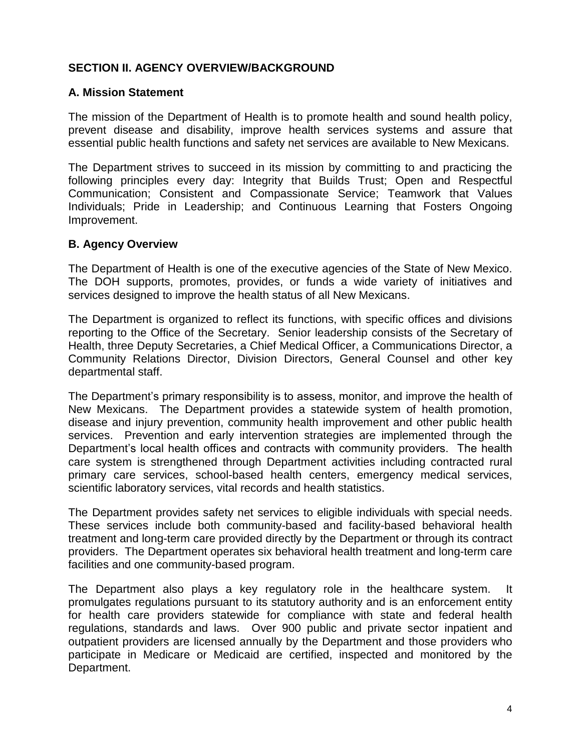## SECTION II. AGENCY OVERVIEW/BACKGROUND

### A. Mission Statement

The mission of the Department of Health is to promote health and sound health policy, prevent disease and disability, improve health services systems and assure that essential public health functions and safety net services are available to New Mexicans.

The Department strives to succeed in its mission by committing to and practicing the following principles every day: Integrity that Builds Trust; Open and Respectful Communication; Consistent and Compassionate Service; Teamwork that Values Individuals; Pride in Leadership; and Continuous Learning that Fosters Ongoing Improvement.

### B. Agency Overview

The Department of Health is one of the executive agencies of the State of New Mexico. The DOH supports, promotes, provides, or funds a wide variety of initiatives and services designed to improve the health status of all New Mexicans.

The Department is organized to reflect its functions, with specific offices and divisions reporting to the Office of the Secretary. Senior leadership consists of the Secretary of Health, three Deputy Secretaries, a Chief Medical Officer, a Communications Director, a Community Relations Director, Division Directors, General Counsel and other key departmental staff.

The Department's primary responsibility is to assess, monitor, and improve the health of New Mexicans. The Department provides a statewide system of health promotion, disease and injury prevention, community health improvement and other public health services. Prevention and early intervention strategies are implemented through the Department's local health offices and contracts with community providers. The health care system is strengthened through Department activities including contracted rural primary care services, school-based health centers, emergency medical services, scientific laboratory services, vital records and health statistics.

The Department provides safety net services to eligible individuals with special needs. These services include both community-based and facility-based behavioral health treatment and long-term care provided directly by the Department or through its contract providers. The Department operates six behavioral health treatment and long-term care facilities and one community-based program.

The Department also plays a key regulatory role in the healthcare system. It promulgates regulations pursuant to its statutory authority and is an enforcement entity for health care providers statewide for compliance with state and federal health regulations, standards and laws. Over 900 public and private sector inpatient and outpatient providers are licensed annually by the Department and those providers who participate in Medicare or Medicaid are certified, inspected and monitored by the Department.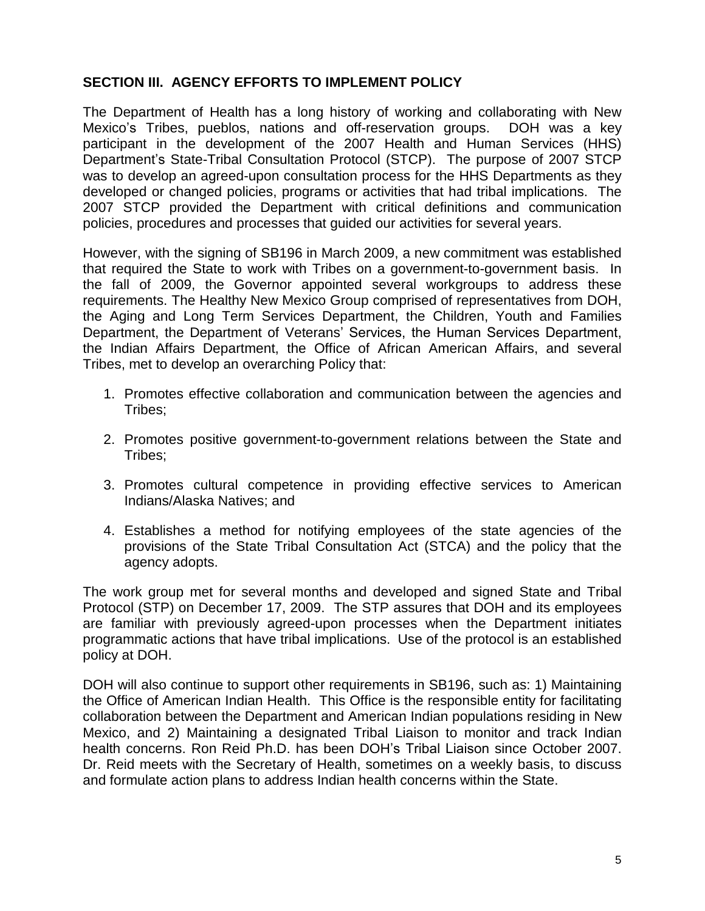**SECTION III. AGENCY EFFORTS TO IMPLEMENT POLICY**

The Department of Health has a long history of working and collaborating with New Mexico's Tribes, pueblos, nations and off-reservation groups. DOH was a key participant in the development of the 2007 Health and Human Services (HHS) Department's State-Tribal Consultation Protocol (STCP). The purpose of 2007 STCP was to develop an agreed-upon consultation process for the HHS Departments as they developed or changed policies, programs or activities that had tribal implications. The 2007 STCP provided the Department with critical definitions and communication policies, procedures and processes that guided our activities for several years.

However, with the signing of SB196 in March 2009, a new commitment was established that required the State to work with Tribes on a government-to-government basis. In the fall of 2009, the Governor appointed several workgroups to address these requirements. The Healthy New Mexico Group comprised of representatives from DOH, the Aging and Long Term Services Department, the Children, Youth and Families Department, the Department of Veterans' Services, the Human Services Department, the Indian Affairs Department, the Office of African American Affairs, and several Tribes, met to develop an overarching Policy that:

1. Promotes effective collaboration and communication between the agencies and Tribes;

2. Promotes positive government-to-government relations between the State and Tribes;

3. Promotes cultural competence in providing effective services to American Indians/Alaska Natives; and

4. Establishes a method for notifying employees of the state agencies of the provisions of the State Tribal Consultation Act (STCA) and the policy that the agency adopts.

The work group met for several months and developed and signed State and Tribal Protocol (STP) on December 17, 2009. The STP assures that DOH and its employees are familiar with previously agreed-upon processes when the Department initiates programmatic actions that have tribal implications. Use of the protocol is an established policy at DOH.

DOH will also continue to support other requirements in SB196, such as: 1) Maintaining the Office of American Indian Health. This Office is the responsible entity for facilitating collaboration between the Department and American Indian populations residing in New Mexico, and 2) Maintaining a designated Tribal Liaison to monitor and track Indian health concerns. Ron Reid Ph.D. has been DOH's Tribal Liaison since October 2007. Dr. Reid meets with the Secretary of Health, sometimes on a weekly basis, to discuss and formulate action plans to address Indian health concerns within the State.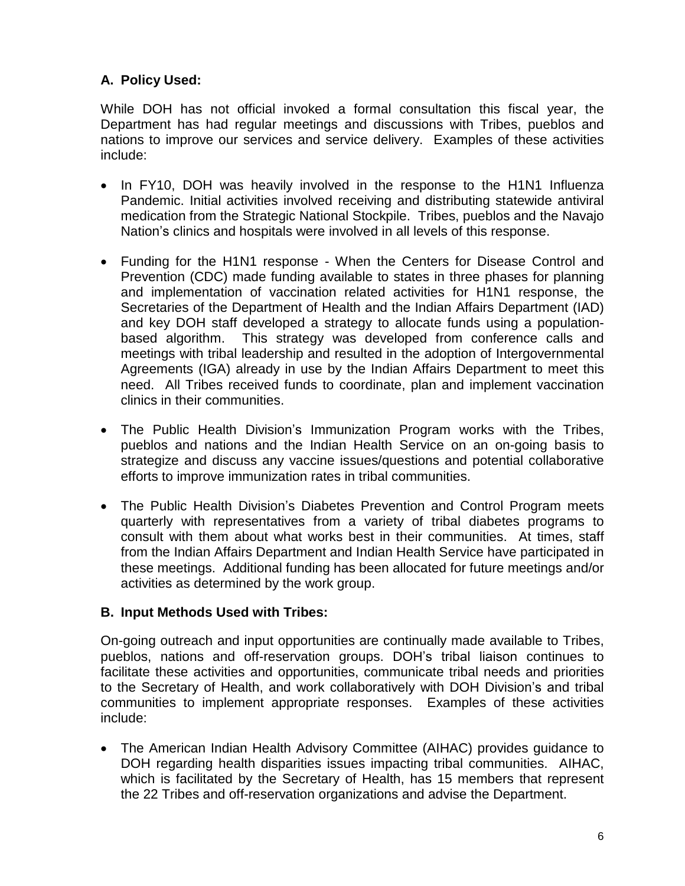## A. Policy Used:

While DOH has not official invoked a formal consultation this fiscal year, the Department has had regular meetings and discussions with Tribes, pueblos and nations to improve our services and service delivery. Examples of these activities include:

- In FY10, DOH was heavily involved in the response to the H1N1 Influenza Pandemic. Initial activities involved receiving and distributing statewide antiviral medication from the Strategic National Stockpile. Tribes, pueblos and the Navajo Nation's clinics and hospitals were involved in all levels of this response.
- Funding for the H1N1 response - When the Centers for Disease Control and Prevention (CDC) made funding available to states in three phases for planning and implementation of vaccination related activities for H1N1 response, the Secretaries of the Department of Health and the Indian Affairs Department (IAD) and key DOH staff developed a strategy to allocate funds using a population-based algorithm. This strategy was developed from conference calls and meetings with tribal leadership and resulted in the adoption of Intergovernmental Agreements (IGA) already in use by the Indian Affairs Department to meet this need. All Tribes received funds to coordinate, plan and implement vaccination clinics in their communities.
- The Public Health Division's Immunization Program works with the Tribes, pueblos and nations and the Indian Health Service on an on-going basis to strategize and discuss any vaccine issues/questions and potential collaborative efforts to improve immunization rates in tribal communities.
- The Public Health Division's Diabetes Prevention and Control Program meets quarterly with representatives from a variety of tribal diabetes programs to consult with them about what works best in their communities. At times, staff from the Indian Affairs Department and Indian Health Service have participated in these meetings. Additional funding has been allocated for future meetings and/or activities as determined by the work group.

## B. Input Methods Used with Tribes:

On-going outreach and input opportunities are continually made available to Tribes, pueblos, nations and off-reservation groups. DOH's tribal liaison continues to facilitate these activities and opportunities, communicate tribal needs and priorities to the Secretary of Health, and work collaboratively with DOH Division's and tribal communities to implement appropriate responses. Examples of these activities include:

- The American Indian Health Advisory Committee (AIHAC) provides guidance to DOH regarding health disparities issues impacting tribal communities. AIHAC, which is facilitated by the Secretary of Health, has 15 members that represent the 22 Tribes and off-reservation organizations and advise the Department.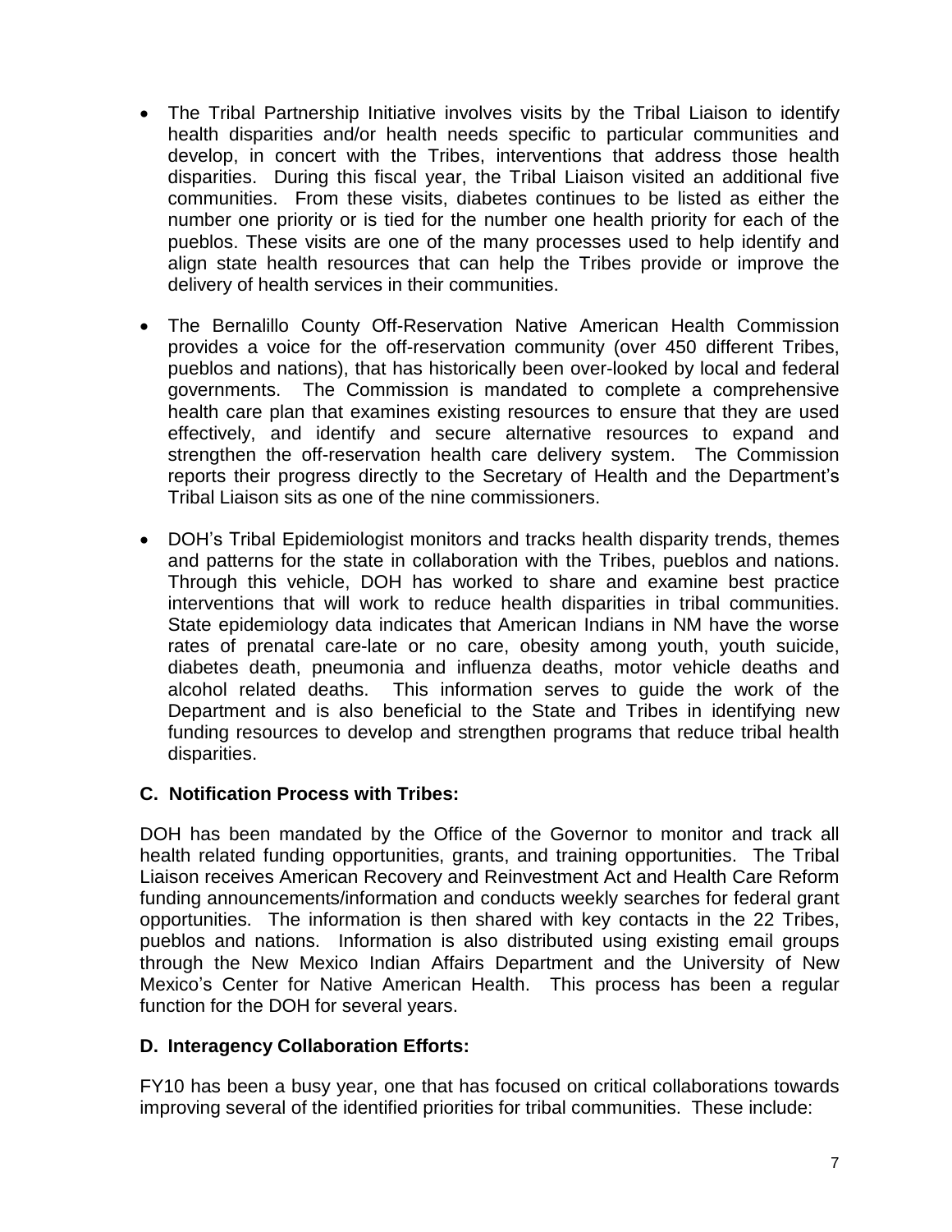- The Tribal Partnership Initiative involves visits by the Tribal Liaison to identify health disparities and/or health needs specific to particular communities and develop, in concert with the Tribes, interventions that address those health disparities. During this fiscal year, the Tribal Liaison visited an additional five communities. From these visits, diabetes continues to be listed as either the number one priority or is tied for the number one health priority for each of the pueblos. These visits are one of the many processes used to help identify and align state health resources that can help the Tribes provide or improve the delivery of health services in their communities.

- The Bernalillo County Off-Reservation Native American Health Commission provides a voice for the off-reservation community (over 450 different Tribes, pueblos and nations), that has historically been over-looked by local and federal governments. The Commission is mandated to complete a comprehensive health care plan that examines existing resources to ensure that they are used effectively, and identify and secure alternative resources to expand and strengthen the off-reservation health care delivery system. The Commission reports their progress directly to the Secretary of Health and the Department's Tribal Liaison sits as one of the nine commissioners.

- DOH's Tribal Epidemiologist monitors and tracks health disparity trends, themes and patterns for the state in collaboration with the Tribes, pueblos and nations. Through this vehicle, DOH has worked to share and examine best practice interventions that will work to reduce health disparities in tribal communities. State epidemiology data indicates that American Indians in NM have the worse rates of prenatal care-late or no care, obesity among youth, youth suicide, diabetes death, pneumonia and influenza deaths, motor vehicle deaths and alcohol related deaths. This information serves to guide the work of the Department and is also beneficial to the State and Tribes in identifying new funding resources to develop and strengthen programs that reduce tribal health disparities.

### C. Notification Process with Tribes:

DOH has been mandated by the Office of the Governor to monitor and track all health related funding opportunities, grants, and training opportunities. The Tribal Liaison receives American Recovery and Reinvestment Act and Health Care Reform funding announcements/information and conducts weekly searches for federal grant opportunities. The information is then shared with key contacts in the 22 Tribes, pueblos and nations. Information is also distributed using existing email groups through the New Mexico Indian Affairs Department and the University of New Mexico's Center for Native American Health. This process has been a regular function for the DOH for several years.

### D. Interagency Collaboration Efforts:

FY10 has been a busy year, one that has focused on critical collaborations towards improving several of the identified priorities for tribal communities. These include: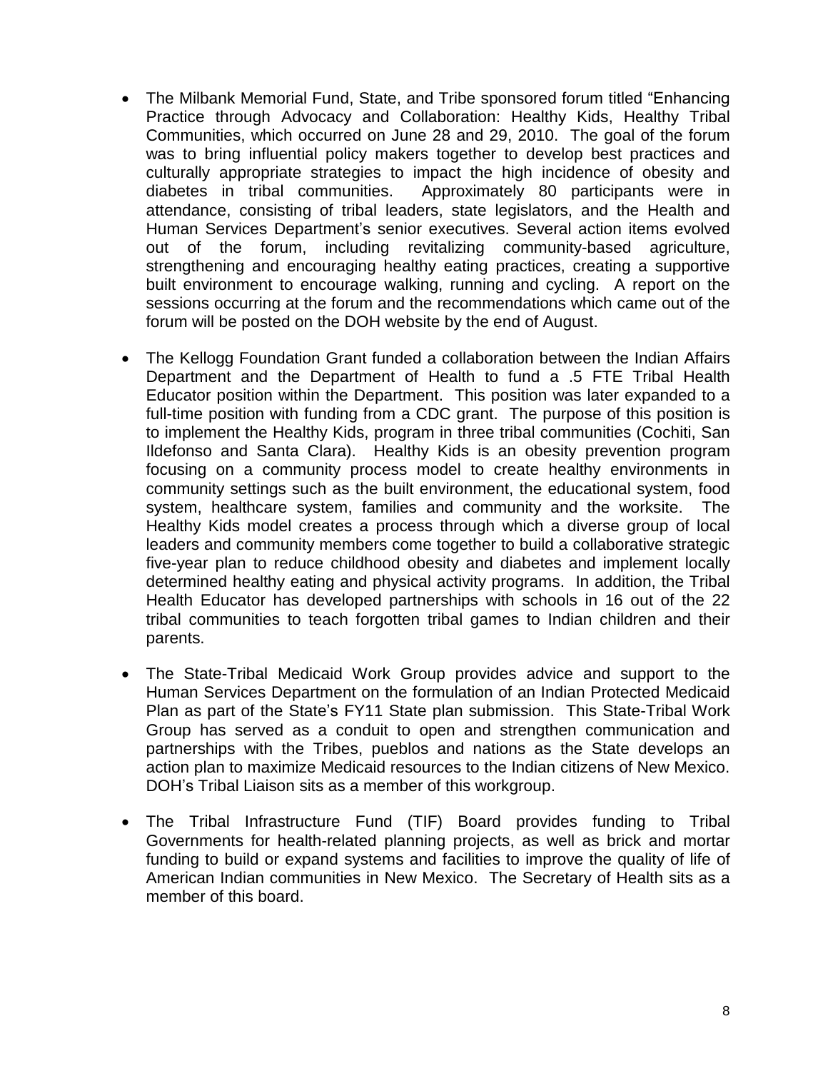- The Milbank Memorial Fund, State, and Tribe sponsored forum titled "Enhancing Practice through Advocacy and Collaboration: Healthy Kids, Healthy Tribal Communities, which occurred on June 28 and 29, 2010. The goal of the forum was to bring influential policy makers together to develop best practices and culturally appropriate strategies to impact the high incidence of obesity and diabetes in tribal communities. Approximately 80 participants were in attendance, consisting of tribal leaders, state legislators, and the Health and Human Services Department's senior executives. Several action items evolved out of the forum, including revitalizing community-based agriculture, strengthening and encouraging healthy eating practices, creating a supportive built environment to encourage walking, running and cycling. A report on the sessions occurring at the forum and the recommendations which came out of the forum will be posted on the DOH website by the end of August.

- The Kellogg Foundation Grant funded a collaboration between the Indian Affairs Department and the Department of Health to fund a .5 FTE Tribal Health Educator position within the Department. This position was later expanded to a full-time position with funding from a CDC grant. The purpose of this position is to implement the Healthy Kids, program in three tribal communities (Cochiti, San Ildefonso and Santa Clara). Healthy Kids is an obesity prevention program focusing on a community process model to create healthy environments in community settings such as the built environment, the educational system, food system, healthcare system, families and community and the worksite. The Healthy Kids model creates a process through which a diverse group of local leaders and community members come together to build a collaborative strategic five-year plan to reduce childhood obesity and diabetes and implement locally determined healthy eating and physical activity programs. In addition, the Tribal Health Educator has developed partnerships with schools in 16 out of the 22 tribal communities to teach forgotten tribal games to Indian children and their parents.

- The State-Tribal Medicaid Work Group provides advice and support to the Human Services Department on the formulation of an Indian Protected Medicaid Plan as part of the State's FY11 State plan submission. This State-Tribal Work Group has served as a conduit to open and strengthen communication and partnerships with the Tribes, pueblos and nations as the State develops an action plan to maximize Medicaid resources to the Indian citizens of New Mexico. DOH's Tribal Liaison sits as a member of this workgroup.

- The Tribal Infrastructure Fund (TIF) Board provides funding to Tribal Governments for health-related planning projects, as well as brick and mortar funding to build or expand systems and facilities to improve the quality of life of American Indian communities in New Mexico. The Secretary of Health sits as a member of this board.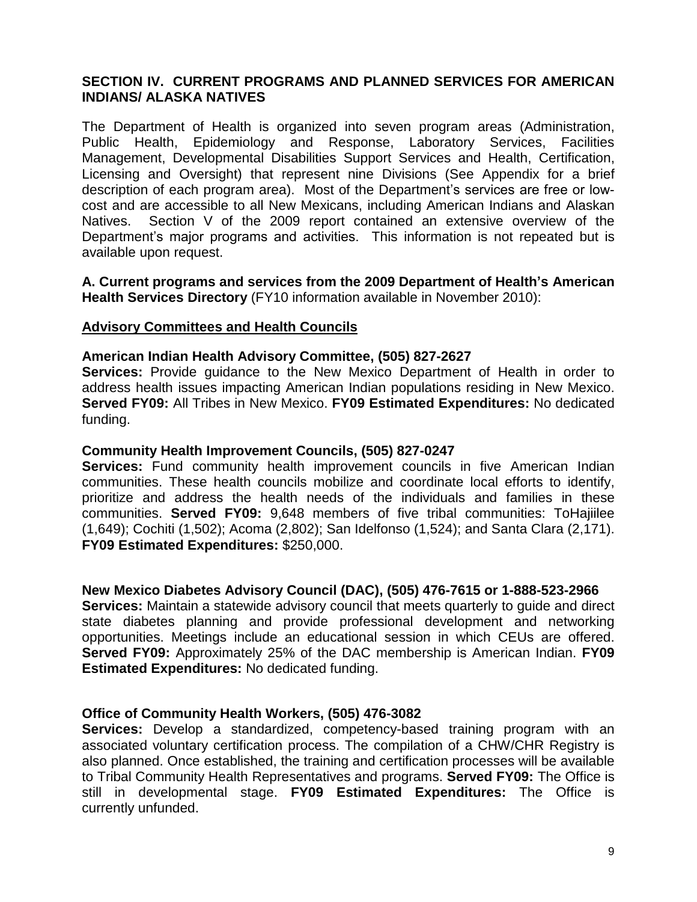## SECTION IV. CURRENT PROGRAMS AND PLANNED SERVICES FOR AMERICAN INDIANS/ ALASKA NATIVES

The Department of Health is organized into seven program areas (Administration, Public Health, Epidemiology and Response, Laboratory Services, Facilities Management, Developmental Disabilities Support Services and Health, Certification, Licensing and Oversight) that represent nine Divisions (See Appendix for a brief description of each program area). Most of the Department's services are free or low-cost and are accessible to all New Mexicans, including American Indians and Alaskan Natives. Section V of the 2009 report contained an extensive overview of the Department's major programs and activities. This information is not repeated but is available upon request.

**A. Current programs and services from the 2009 Department of Health's American Health Services Directory** (FY10 information available in November 2010):

### <u>Advisory Committees and Health Councils</u>

**American Indian Health Advisory Committee, (505) 827-2627**
**Services:** Provide guidance to the New Mexico Department of Health in order to address health issues impacting American Indian populations residing in New Mexico. **Served FY09:** All Tribes in New Mexico. **FY09 Estimated Expenditures:** No dedicated funding.

**Community Health Improvement Councils, (505) 827-0247**
**Services:** Fund community health improvement councils in five American Indian communities. These health councils mobilize and coordinate local efforts to identify, prioritize and address the health needs of the individuals and families in these communities. **Served FY09:** 9,648 members of five tribal communities: ToHajiilee (1,649); Cochiti (1,502); Acoma (2,802); San Idelfonso (1,524); and Santa Clara (2,171). **FY09 Estimated Expenditures:** $250,000.

**New Mexico Diabetes Advisory Council (DAC), (505) 476-7615 or 1-888-523-2966**
**Services:** Maintain a statewide advisory council that meets quarterly to guide and direct state diabetes planning and provide professional development and networking opportunities. Meetings include an educational session in which CEUs are offered. **Served FY09:** Approximately 25% of the DAC membership is American Indian. **FY09 Estimated Expenditures:** No dedicated funding.

**Office of Community Health Workers, (505) 476-3082**
**Services:** Develop a standardized, competency-based training program with an associated voluntary certification process. The compilation of a CHW/CHR Registry is also planned. Once established, the training and certification processes will be available to Tribal Community Health Representatives and programs. **Served FY09:** The Office is still in developmental stage. **FY09 Estimated Expenditures:** The Office is currently unfunded.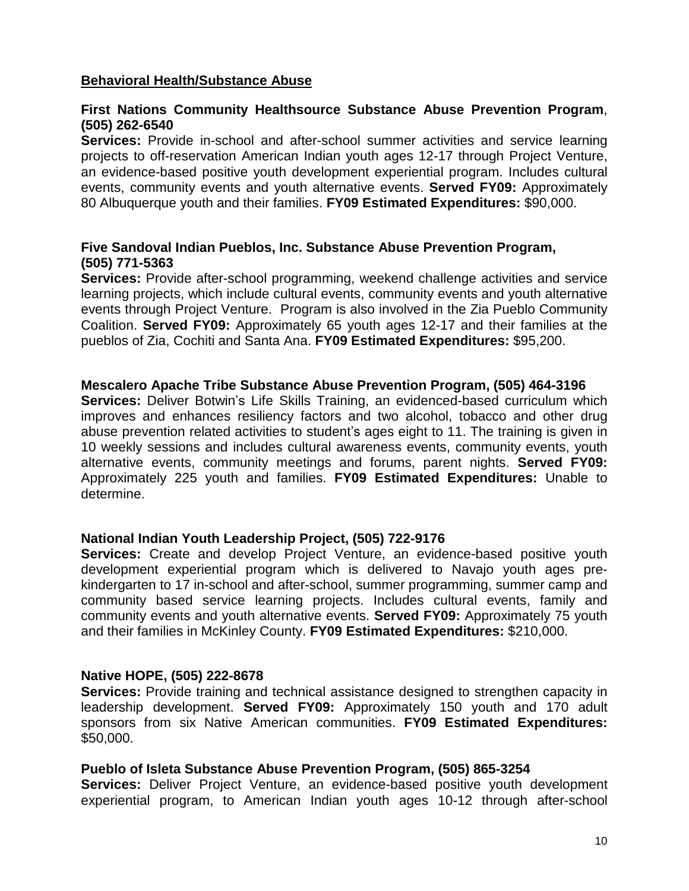## Behavioral Health/Substance Abuse

**First Nations Community Healthsource Substance Abuse Prevention Program, (505) 262-6540**

**Services:** Provide in-school and after-school summer activities and service learning projects to off-reservation American Indian youth ages 12-17 through Project Venture, an evidence-based positive youth development experiential program. Includes cultural events, community events and youth alternative events. **Served FY09:** Approximately 80 Albuquerque youth and their families. **FY09 Estimated Expenditures:** $90,000.

**Five Sandoval Indian Pueblos, Inc. Substance Abuse Prevention Program, (505) 771-5363**

**Services:** Provide after-school programming, weekend challenge activities and service learning projects, which include cultural events, community events and youth alternative events through Project Venture. Program is also involved in the Zia Pueblo Community Coalition. **Served FY09:** Approximately 65 youth ages 12-17 and their families at the pueblos of Zia, Cochiti and Santa Ana. **FY09 Estimated Expenditures:** $95,200.

**Mescalero Apache Tribe Substance Abuse Prevention Program, (505) 464-3196**

**Services:** Deliver Botwin's Life Skills Training, an evidenced-based curriculum which improves and enhances resiliency factors and two alcohol, tobacco and other drug abuse prevention related activities to student's ages eight to 11. The training is given in 10 weekly sessions and includes cultural awareness events, community events, youth alternative events, community meetings and forums, parent nights. **Served FY09:** Approximately 225 youth and families. **FY09 Estimated Expenditures:** Unable to determine.

**National Indian Youth Leadership Project, (505) 722-9176**

**Services:** Create and develop Project Venture, an evidence-based positive youth development experiential program which is delivered to Navajo youth ages pre-kindergarten to 17 in-school and after-school, summer programming, summer camp and community based service learning projects. Includes cultural events, family and community events and youth alternative events. **Served FY09:** Approximately 75 youth and their families in McKinley County. **FY09 Estimated Expenditures:** $210,000.

**Native HOPE, (505) 222-8678**

**Services:** Provide training and technical assistance designed to strengthen capacity in leadership development. **Served FY09:** Approximately 150 youth and 170 adult sponsors from six Native American communities. **FY09 Estimated Expenditures:** $50,000.

**Pueblo of Isleta Substance Abuse Prevention Program, (505) 865-3254**

**Services:** Deliver Project Venture, an evidence-based positive youth development experiential program, to American Indian youth ages 10-12 through after-school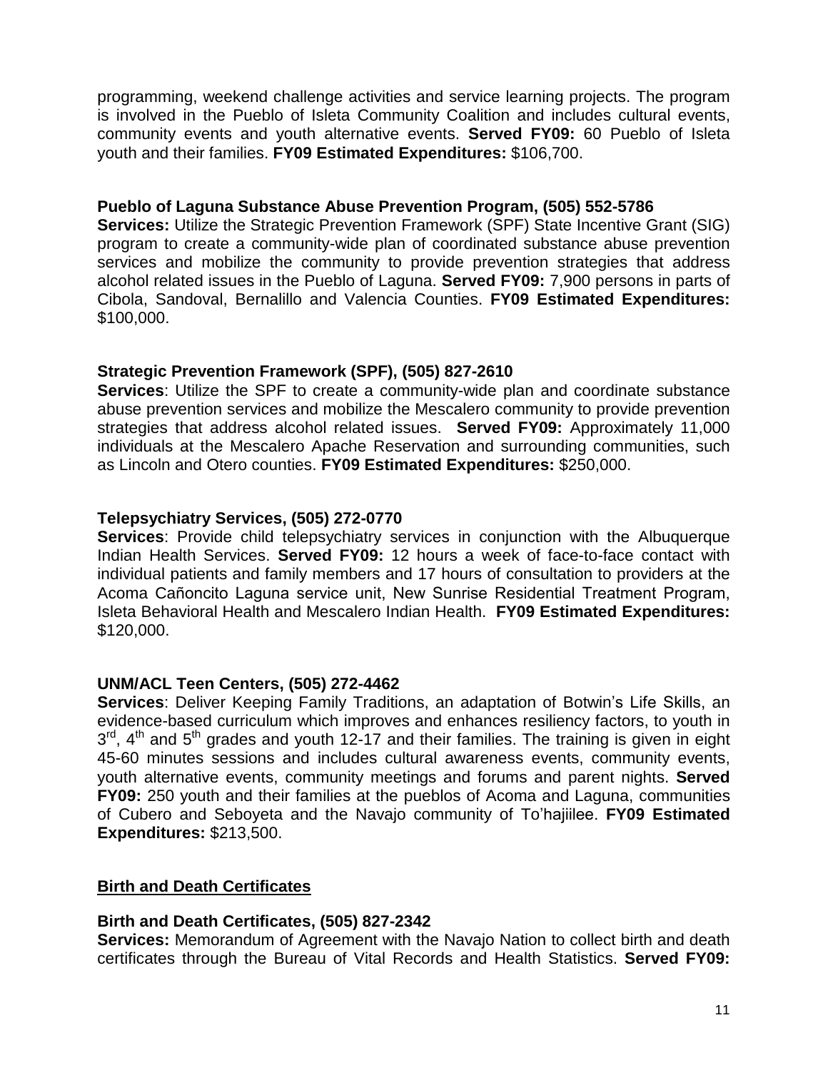programming, weekend challenge activities and service learning projects. The program is involved in the Pueblo of Isleta Community Coalition and includes cultural events, community events and youth alternative events. **Served FY09:** 60 Pueblo of Isleta youth and their families. **FY09 Estimated Expenditures:** $106,700.

**Pueblo of Laguna Substance Abuse Prevention Program, (505) 552-5786**
**Services:** Utilize the Strategic Prevention Framework (SPF) State Incentive Grant (SIG) program to create a community-wide plan of coordinated substance abuse prevention services and mobilize the community to provide prevention strategies that address alcohol related issues in the Pueblo of Laguna. **Served FY09:** 7,900 persons in parts of Cibola, Sandoval, Bernalillo and Valencia Counties. **FY09 Estimated Expenditures:** $100,000.

**Strategic Prevention Framework (SPF), (505) 827-2610**
**Services**: Utilize the SPF to create a community-wide plan and coordinate substance abuse prevention services and mobilize the Mescalero community to provide prevention strategies that address alcohol related issues. **Served FY09:** Approximately 11,000 individuals at the Mescalero Apache Reservation and surrounding communities, such as Lincoln and Otero counties. **FY09 Estimated Expenditures:** $250,000.

**Telepsychiatry Services, (505) 272-0770**
**Services**: Provide child telepsychiatry services in conjunction with the Albuquerque Indian Health Services. **Served FY09:** 12 hours a week of face-to-face contact with individual patients and family members and 17 hours of consultation to providers at the Acoma Cañoncito Laguna service unit, New Sunrise Residential Treatment Program, Isleta Behavioral Health and Mescalero Indian Health. **FY09 Estimated Expenditures:** $120,000.

**UNM/ACL Teen Centers, (505) 272-4462**
**Services**: Deliver Keeping Family Traditions, an adaptation of Botwin's Life Skills, an evidence-based curriculum which improves and enhances resiliency factors, to youth in 3rd, 4th and 5th grades and youth 12-17 and their families. The training is given in eight 45-60 minutes sessions and includes cultural awareness events, community events, youth alternative events, community meetings and forums and parent nights. **Served FY09:** 250 youth and their families at the pueblos of Acoma and Laguna, communities of Cubero and Seboyeta and the Navajo community of To'hajiilee. **FY09 Estimated Expenditures:** $213,500.

## Birth and Death Certificates

**Birth and Death Certificates, (505) 827-2342**
**Services:** Memorandum of Agreement with the Navajo Nation to collect birth and death certificates through the Bureau of Vital Records and Health Statistics. **Served FY09:**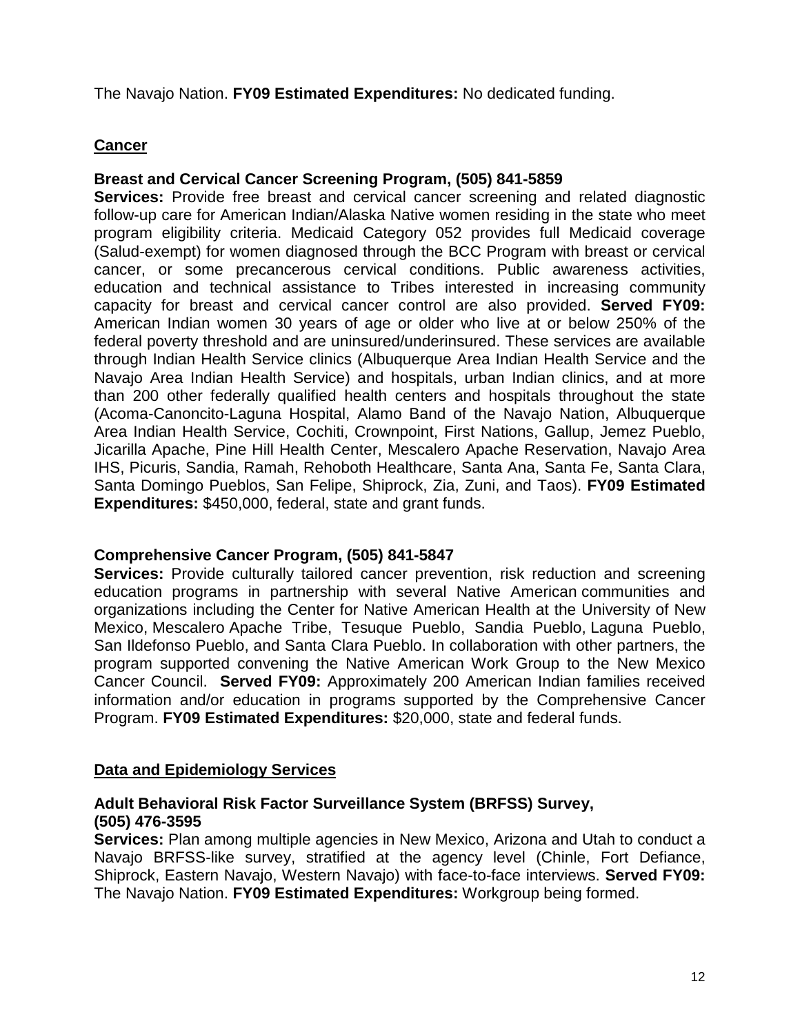The Navajo Nation. **FY09 Estimated Expenditures:** No dedicated funding.

## Cancer

### Breast and Cervical Cancer Screening Program, (505) 841-5859

**Services:** Provide free breast and cervical cancer screening and related diagnostic follow-up care for American Indian/Alaska Native women residing in the state who meet program eligibility criteria. Medicaid Category 052 provides full Medicaid coverage (Salud-exempt) for women diagnosed through the BCC Program with breast or cervical cancer, or some precancerous cervical conditions. Public awareness activities, education and technical assistance to Tribes interested in increasing community capacity for breast and cervical cancer control are also provided. **Served FY09:** American Indian women 30 years of age or older who live at or below 250% of the federal poverty threshold and are uninsured/underinsured. These services are available through Indian Health Service clinics (Albuquerque Area Indian Health Service and the Navajo Area Indian Health Service) and hospitals, urban Indian clinics, and at more than 200 other federally qualified health centers and hospitals throughout the state (Acoma-Canoncito-Laguna Hospital, Alamo Band of the Navajo Nation, Albuquerque Area Indian Health Service, Cochiti, Crownpoint, First Nations, Gallup, Jemez Pueblo, Jicarilla Apache, Pine Hill Health Center, Mescalero Apache Reservation, Navajo Area IHS, Picuris, Sandia, Ramah, Rehoboth Healthcare, Santa Ana, Santa Fe, Santa Clara, Santa Domingo Pueblos, San Felipe, Shiprock, Zia, Zuni, and Taos). **FY09 Estimated Expenditures:** $450,000, federal, state and grant funds.

### Comprehensive Cancer Program, (505) 841-5847

**Services:** Provide culturally tailored cancer prevention, risk reduction and screening education programs in partnership with several Native American communities and organizations including the Center for Native American Health at the University of New Mexico, Mescalero Apache Tribe, Tesuque Pueblo, Sandia Pueblo, Laguna Pueblo, San Ildefonso Pueblo, and Santa Clara Pueblo. In collaboration with other partners, the program supported convening the Native American Work Group to the New Mexico Cancer Council. **Served FY09:** Approximately 200 American Indian families received information and/or education in programs supported by the Comprehensive Cancer Program. **FY09 Estimated Expenditures:** $20,000, state and federal funds.

## Data and Epidemiology Services

### Adult Behavioral Risk Factor Surveillance System (BRFSS) Survey, (505) 476-3595

**Services:** Plan among multiple agencies in New Mexico, Arizona and Utah to conduct a Navajo BRFSS-like survey, stratified at the agency level (Chinle, Fort Defiance, Shiprock, Eastern Navajo, Western Navajo) with face-to-face interviews. **Served FY09:** The Navajo Nation. **FY09 Estimated Expenditures:** Workgroup being formed.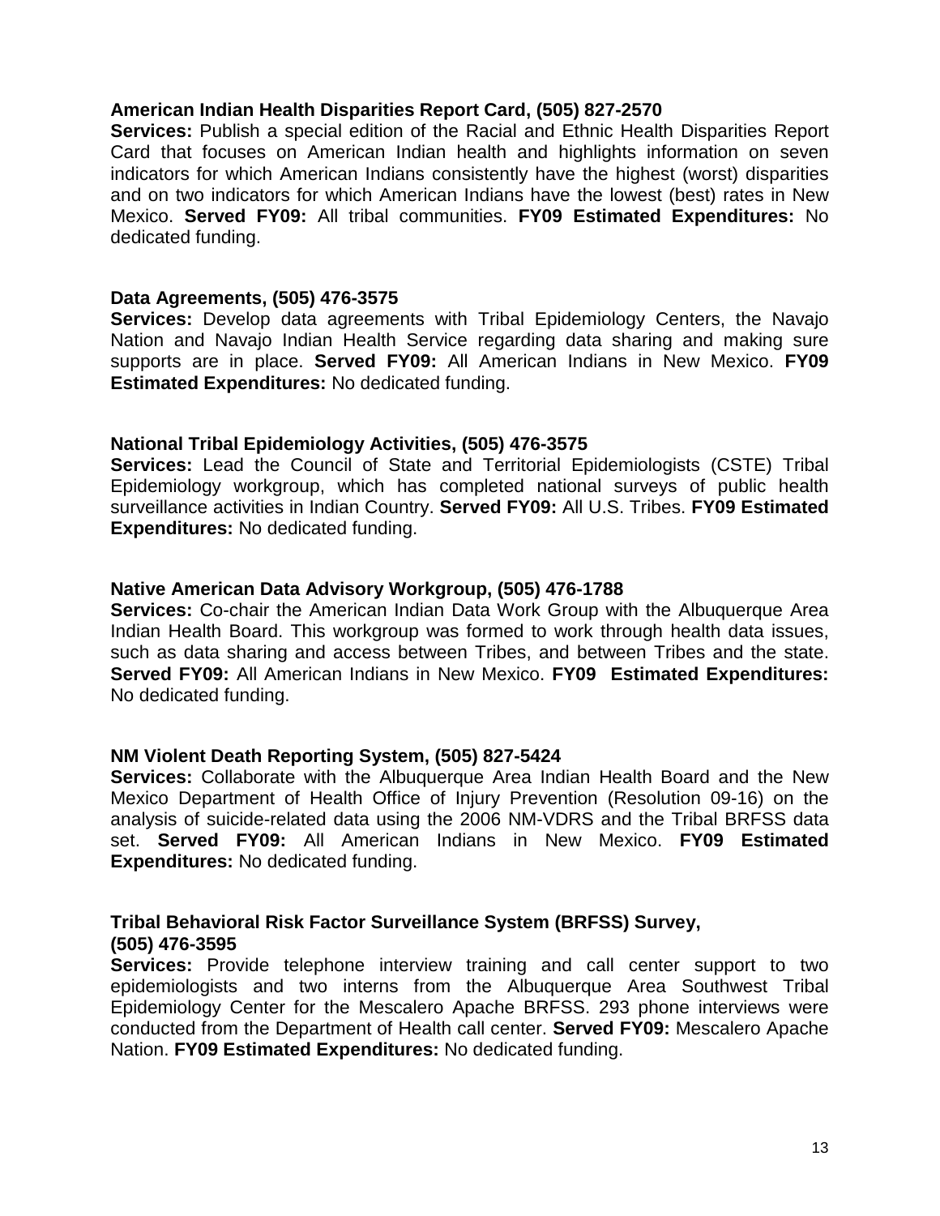**American Indian Health Disparities Report Card, (505) 827-2570**

**Services:** Publish a special edition of the Racial and Ethnic Health Disparities Report Card that focuses on American Indian health and highlights information on seven indicators for which American Indians consistently have the highest (worst) disparities and on two indicators for which American Indians have the lowest (best) rates in New Mexico. **Served FY09:** All tribal communities. **FY09 Estimated Expenditures:** No dedicated funding.

**Data Agreements, (505) 476-3575**

**Services:** Develop data agreements with Tribal Epidemiology Centers, the Navajo Nation and Navajo Indian Health Service regarding data sharing and making sure supports are in place. **Served FY09:** All American Indians in New Mexico. **FY09 Estimated Expenditures:** No dedicated funding.

**National Tribal Epidemiology Activities, (505) 476-3575**

**Services:** Lead the Council of State and Territorial Epidemiologists (CSTE) Tribal Epidemiology workgroup, which has completed national surveys of public health surveillance activities in Indian Country. **Served FY09:** All U.S. Tribes. **FY09 Estimated Expenditures:** No dedicated funding.

**Native American Data Advisory Workgroup, (505) 476-1788**

**Services:** Co-chair the American Indian Data Work Group with the Albuquerque Area Indian Health Board. This workgroup was formed to work through health data issues, such as data sharing and access between Tribes, and between Tribes and the state. **Served FY09:** All American Indians in New Mexico. **FY09 Estimated Expenditures:** No dedicated funding.

**NM Violent Death Reporting System, (505) 827-5424**

**Services:** Collaborate with the Albuquerque Area Indian Health Board and the New Mexico Department of Health Office of Injury Prevention (Resolution 09-16) on the analysis of suicide-related data using the 2006 NM-VDRS and the Tribal BRFSS data set. **Served FY09:** All American Indians in New Mexico. **FY09 Estimated Expenditures:** No dedicated funding.

**Tribal Behavioral Risk Factor Surveillance System (BRFSS) Survey, (505) 476-3595**

**Services:** Provide telephone interview training and call center support to two epidemiologists and two interns from the Albuquerque Area Southwest Tribal Epidemiology Center for the Mescalero Apache BRFSS. 293 phone interviews were conducted from the Department of Health call center. **Served FY09:** Mescalero Apache Nation. **FY09 Estimated Expenditures:** No dedicated funding.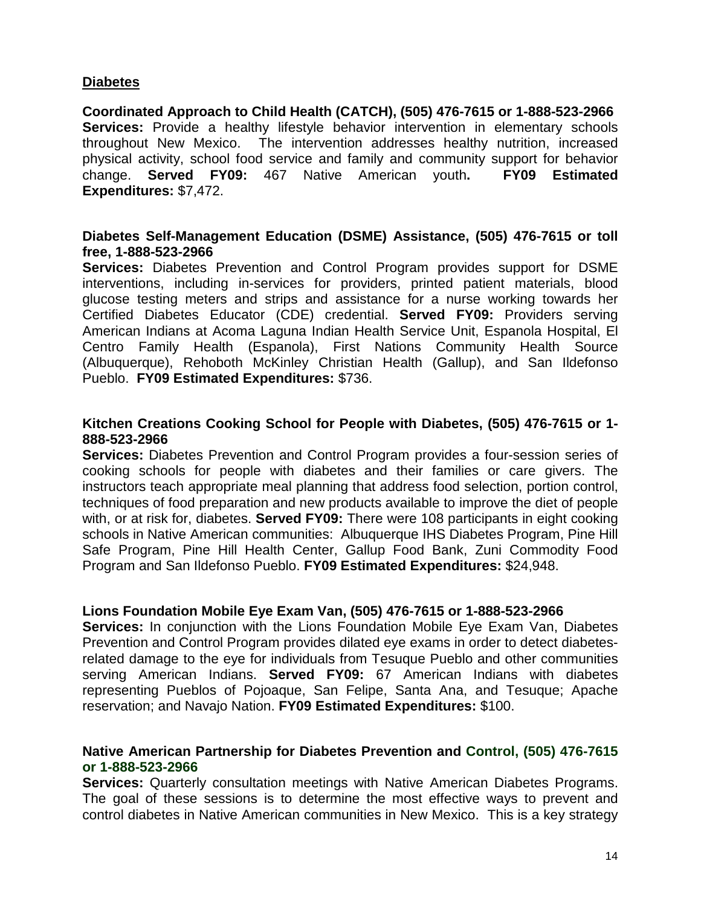## Diabetes

**Coordinated Approach to Child Health (CATCH), (505) 476-7615 or 1-888-523-2966**
**Services:** Provide a healthy lifestyle behavior intervention in elementary schools throughout New Mexico. The intervention addresses healthy nutrition, increased physical activity, school food service and family and community support for behavior change. **Served FY09:** 467 Native American youth**. FY09 Estimated Expenditures:** $7,472.

**Diabetes Self-Management Education (DSME) Assistance, (505) 476-7615 or toll free, 1-888-523-2966**
**Services:** Diabetes Prevention and Control Program provides support for DSME interventions, including in-services for providers, printed patient materials, blood glucose testing meters and strips and assistance for a nurse working towards her Certified Diabetes Educator (CDE) credential. **Served FY09:** Providers serving American Indians at Acoma Laguna Indian Health Service Unit, Espanola Hospital, El Centro Family Health (Espanola), First Nations Community Health Source (Albuquerque), Rehoboth McKinley Christian Health (Gallup), and San Ildefonso Pueblo. **FY09 Estimated Expenditures:** $736.

**Kitchen Creations Cooking School for People with Diabetes, (505) 476-7615 or 1-888-523-2966**
**Services:** Diabetes Prevention and Control Program provides a four-session series of cooking schools for people with diabetes and their families or care givers. The instructors teach appropriate meal planning that address food selection, portion control, techniques of food preparation and new products available to improve the diet of people with, or at risk for, diabetes. **Served FY09:** There were 108 participants in eight cooking schools in Native American communities: Albuquerque IHS Diabetes Program, Pine Hill Safe Program, Pine Hill Health Center, Gallup Food Bank, Zuni Commodity Food Program and San Ildefonso Pueblo. **FY09 Estimated Expenditures:** $24,948.

**Lions Foundation Mobile Eye Exam Van, (505) 476-7615 or 1-888-523-2966**
**Services:** In conjunction with the Lions Foundation Mobile Eye Exam Van, Diabetes Prevention and Control Program provides dilated eye exams in order to detect diabetes-related damage to the eye for individuals from Tesuque Pueblo and other communities serving American Indians. **Served FY09:** 67 American Indians with diabetes representing Pueblos of Pojoaque, San Felipe, Santa Ana, and Tesuque; Apache reservation; and Navajo Nation. **FY09 Estimated Expenditures:** $100.

**Native American Partnership for Diabetes Prevention and Control, (505) 476-7615 or 1-888-523-2966**
**Services:** Quarterly consultation meetings with Native American Diabetes Programs. The goal of these sessions is to determine the most effective ways to prevent and control diabetes in Native American communities in New Mexico. This is a key strategy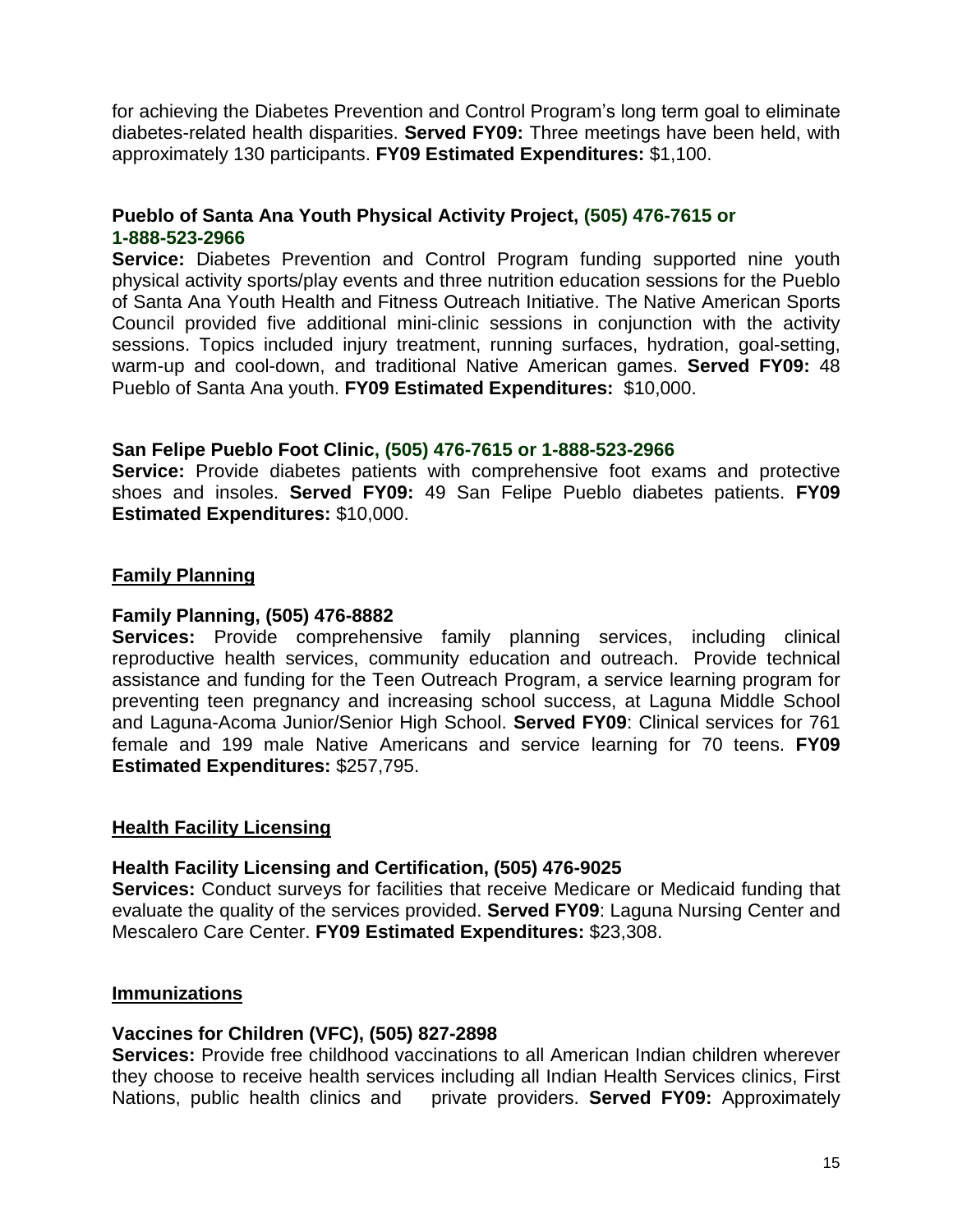for achieving the Diabetes Prevention and Control Program's long term goal to eliminate diabetes-related health disparities. **Served FY09:** Three meetings have been held, with approximately 130 participants. **FY09 Estimated Expenditures:** $1,100.

**Pueblo of Santa Ana Youth Physical Activity Project, (505) 476-7615 or 1-888-523-2966**

**Service:** Diabetes Prevention and Control Program funding supported nine youth physical activity sports/play events and three nutrition education sessions for the Pueblo of Santa Ana Youth Health and Fitness Outreach Initiative. The Native American Sports Council provided five additional mini-clinic sessions in conjunction with the activity sessions. Topics included injury treatment, running surfaces, hydration, goal-setting, warm-up and cool-down, and traditional Native American games. **Served FY09:** 48 Pueblo of Santa Ana youth. **FY09 Estimated Expenditures:** $10,000.

**San Felipe Pueblo Foot Clinic, (505) 476-7615 or 1-888-523-2966**

**Service:** Provide diabetes patients with comprehensive foot exams and protective shoes and insoles. **Served FY09:** 49 San Felipe Pueblo diabetes patients. **FY09 Estimated Expenditures:** $10,000.

## Family Planning

**Family Planning, (505) 476-8882**

**Services:** Provide comprehensive family planning services, including clinical reproductive health services, community education and outreach. Provide technical assistance and funding for the Teen Outreach Program, a service learning program for preventing teen pregnancy and increasing school success, at Laguna Middle School and Laguna-Acoma Junior/Senior High School. **Served FY09**: Clinical services for 761 female and 199 male Native Americans and service learning for 70 teens. **FY09 Estimated Expenditures:** $257,795.

## Health Facility Licensing

**Health Facility Licensing and Certification, (505) 476-9025**

**Services:** Conduct surveys for facilities that receive Medicare or Medicaid funding that evaluate the quality of the services provided. **Served FY09**: Laguna Nursing Center and Mescalero Care Center. **FY09 Estimated Expenditures:** $23,308.

## Immunizations

**Vaccines for Children (VFC), (505) 827-2898**

**Services:** Provide free childhood vaccinations to all American Indian children wherever they choose to receive health services including all Indian Health Services clinics, First Nations, public health clinics and private providers. **Served FY09:** Approximately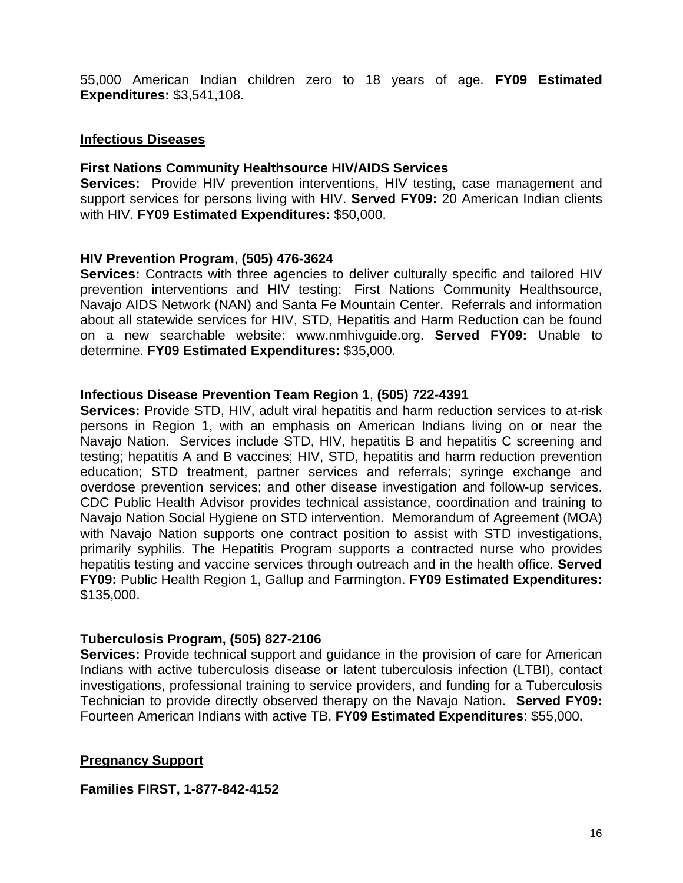55,000 American Indian children zero to 18 years of age. **FY09 Estimated Expenditures:** $3,541,108.

## Infectious Diseases

### First Nations Community Healthsource HIV/AIDS Services

**Services:** Provide HIV prevention interventions, HIV testing, case management and support services for persons living with HIV. **Served FY09:** 20 American Indian clients with HIV. **FY09 Estimated Expenditures:** $50,000.

### HIV Prevention Program, (505) 476-3624

**Services:** Contracts with three agencies to deliver culturally specific and tailored HIV prevention interventions and HIV testing: First Nations Community Healthsource, Navajo AIDS Network (NAN) and Santa Fe Mountain Center. Referrals and information about all statewide services for HIV, STD, Hepatitis and Harm Reduction can be found on a new searchable website: www.nmhivguide.org. **Served FY09:** Unable to determine. **FY09 Estimated Expenditures:** $35,000.

### Infectious Disease Prevention Team Region 1, (505) 722-4391

**Services:** Provide STD, HIV, adult viral hepatitis and harm reduction services to at-risk persons in Region 1, with an emphasis on American Indians living on or near the Navajo Nation. Services include STD, HIV, hepatitis B and hepatitis C screening and testing; hepatitis A and B vaccines; HIV, STD, hepatitis and harm reduction prevention education; STD treatment, partner services and referrals; syringe exchange and overdose prevention services; and other disease investigation and follow-up services. CDC Public Health Advisor provides technical assistance, coordination and training to Navajo Nation Social Hygiene on STD intervention. Memorandum of Agreement (MOA) with Navajo Nation supports one contract position to assist with STD investigations, primarily syphilis. The Hepatitis Program supports a contracted nurse who provides hepatitis testing and vaccine services through outreach and in the health office. **Served FY09:** Public Health Region 1, Gallup and Farmington. **FY09 Estimated Expenditures:** $135,000.

### Tuberculosis Program, (505) 827-2106

**Services:** Provide technical support and guidance in the provision of care for American Indians with active tuberculosis disease or latent tuberculosis infection (LTBI), contact investigations, professional training to service providers, and funding for a Tuberculosis Technician to provide directly observed therapy on the Navajo Nation. **Served FY09:** Fourteen American Indians with active TB. **FY09 Estimated Expenditures**: $55,000**.**

## Pregnancy Support

### Families FIRST, 1-877-842-4152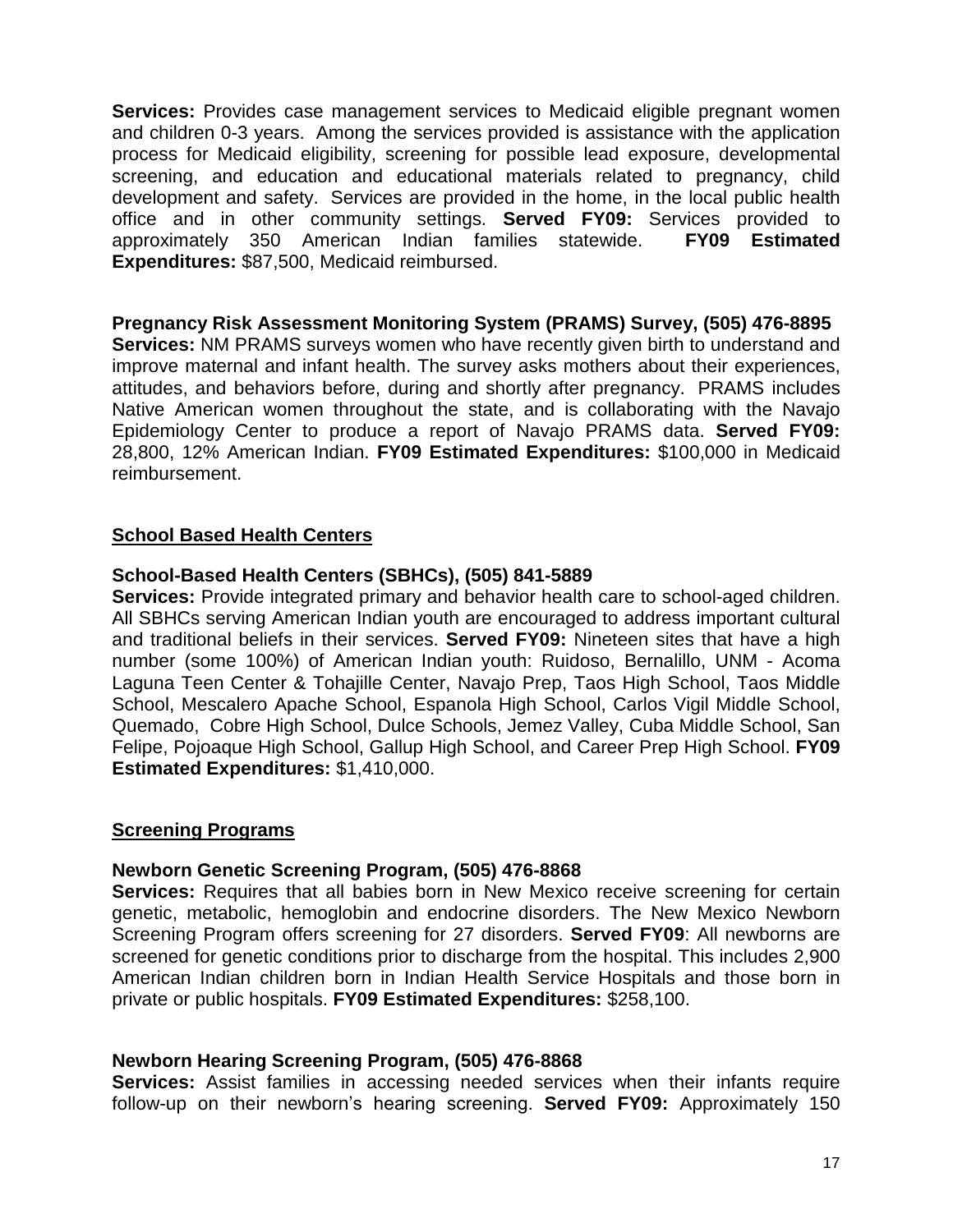**Services:** Provides case management services to Medicaid eligible pregnant women and children 0-3 years. Among the services provided is assistance with the application process for Medicaid eligibility, screening for possible lead exposure, developmental screening, and education and educational materials related to pregnancy, child development and safety. Services are provided in the home, in the local public health office and in other community settings. **Served FY09:** Services provided to approximately 350 American Indian families statewide. **FY09 Estimated Expenditures:** $87,500, Medicaid reimbursed.

**Pregnancy Risk Assessment Monitoring System (PRAMS) Survey, (505) 476-8895**
**Services:** NM PRAMS surveys women who have recently given birth to understand and improve maternal and infant health. The survey asks mothers about their experiences, attitudes, and behaviors before, during and shortly after pregnancy. PRAMS includes Native American women throughout the state, and is collaborating with the Navajo Epidemiology Center to produce a report of Navajo PRAMS data. **Served FY09:** 28,800, 12% American Indian. **FY09 Estimated Expenditures:** $100,000 in Medicaid reimbursement.

## School Based Health Centers

**School-Based Health Centers (SBHCs), (505) 841-5889**
**Services:** Provide integrated primary and behavior health care to school-aged children. All SBHCs serving American Indian youth are encouraged to address important cultural and traditional beliefs in their services. **Served FY09:** Nineteen sites that have a high number (some 100%) of American Indian youth: Ruidoso, Bernalillo, UNM - Acoma Laguna Teen Center & Tohajille Center, Navajo Prep, Taos High School, Taos Middle School, Mescalero Apache School, Espanola High School, Carlos Vigil Middle School, Quemado, Cobre High School, Dulce Schools, Jemez Valley, Cuba Middle School, San Felipe, Pojoaque High School, Gallup High School, and Career Prep High School. **FY09 Estimated Expenditures:** $1,410,000.

## Screening Programs

**Newborn Genetic Screening Program, (505) 476-8868**
**Services:** Requires that all babies born in New Mexico receive screening for certain genetic, metabolic, hemoglobin and endocrine disorders. The New Mexico Newborn Screening Program offers screening for 27 disorders. **Served FY09**: All newborns are screened for genetic conditions prior to discharge from the hospital. This includes 2,900 American Indian children born in Indian Health Service Hospitals and those born in private or public hospitals. **FY09 Estimated Expenditures:** $258,100.

**Newborn Hearing Screening Program, (505) 476-8868**
**Services:** Assist families in accessing needed services when their infants require follow-up on their newborn's hearing screening. **Served FY09:** Approximately 150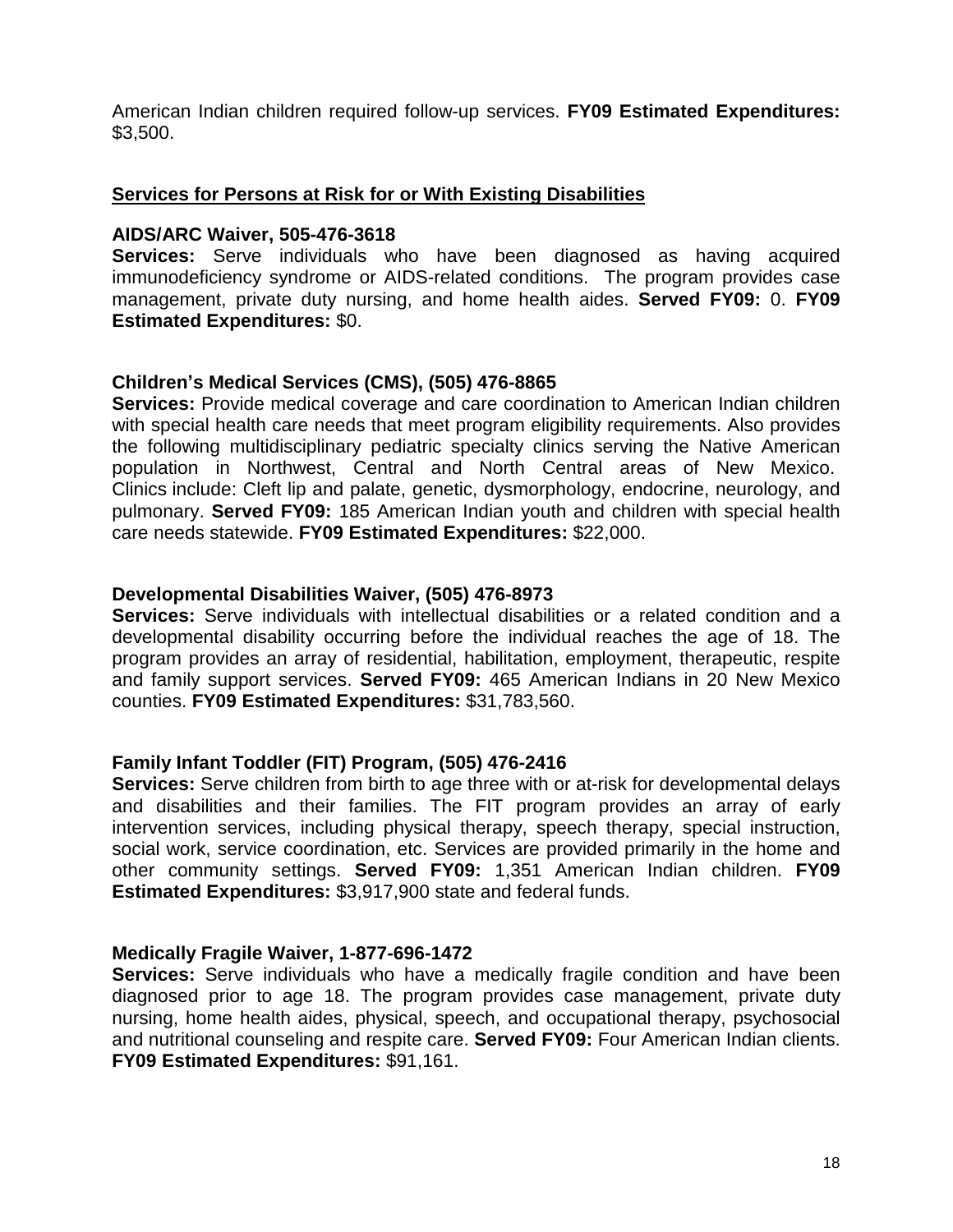American Indian children required follow-up services. **FY09 Estimated Expenditures:** $3,500.

## Services for Persons at Risk for or With Existing Disabilities

**AIDS/ARC Waiver, 505-476-3618**
**Services:** Serve individuals who have been diagnosed as having acquired immunodeficiency syndrome or AIDS-related conditions. The program provides case management, private duty nursing, and home health aides. **Served FY09:** 0. **FY09 Estimated Expenditures:** $0.

**Children's Medical Services (CMS), (505) 476-8865**
**Services:** Provide medical coverage and care coordination to American Indian children with special health care needs that meet program eligibility requirements. Also provides the following multidisciplinary pediatric specialty clinics serving the Native American population in Northwest, Central and North Central areas of New Mexico. Clinics include: Cleft lip and palate, genetic, dysmorphology, endocrine, neurology, and pulmonary. **Served FY09:** 185 American Indian youth and children with special health care needs statewide. **FY09 Estimated Expenditures:** $22,000.

**Developmental Disabilities Waiver, (505) 476-8973**
**Services:** Serve individuals with intellectual disabilities or a related condition and a developmental disability occurring before the individual reaches the age of 18. The program provides an array of residential, habilitation, employment, therapeutic, respite and family support services. **Served FY09:** 465 American Indians in 20 New Mexico counties. **FY09 Estimated Expenditures:** $31,783,560.

**Family Infant Toddler (FIT) Program, (505) 476-2416**
**Services:** Serve children from birth to age three with or at-risk for developmental delays and disabilities and their families. The FIT program provides an array of early intervention services, including physical therapy, speech therapy, special instruction, social work, service coordination, etc. Services are provided primarily in the home and other community settings. **Served FY09:** 1,351 American Indian children. **FY09 Estimated Expenditures:** $3,917,900 state and federal funds.

**Medically Fragile Waiver, 1-877-696-1472**
**Services:** Serve individuals who have a medically fragile condition and have been diagnosed prior to age 18. The program provides case management, private duty nursing, home health aides, physical, speech, and occupational therapy, psychosocial and nutritional counseling and respite care. **Served FY09:** Four American Indian clients. **FY09 Estimated Expenditures:** $91,161.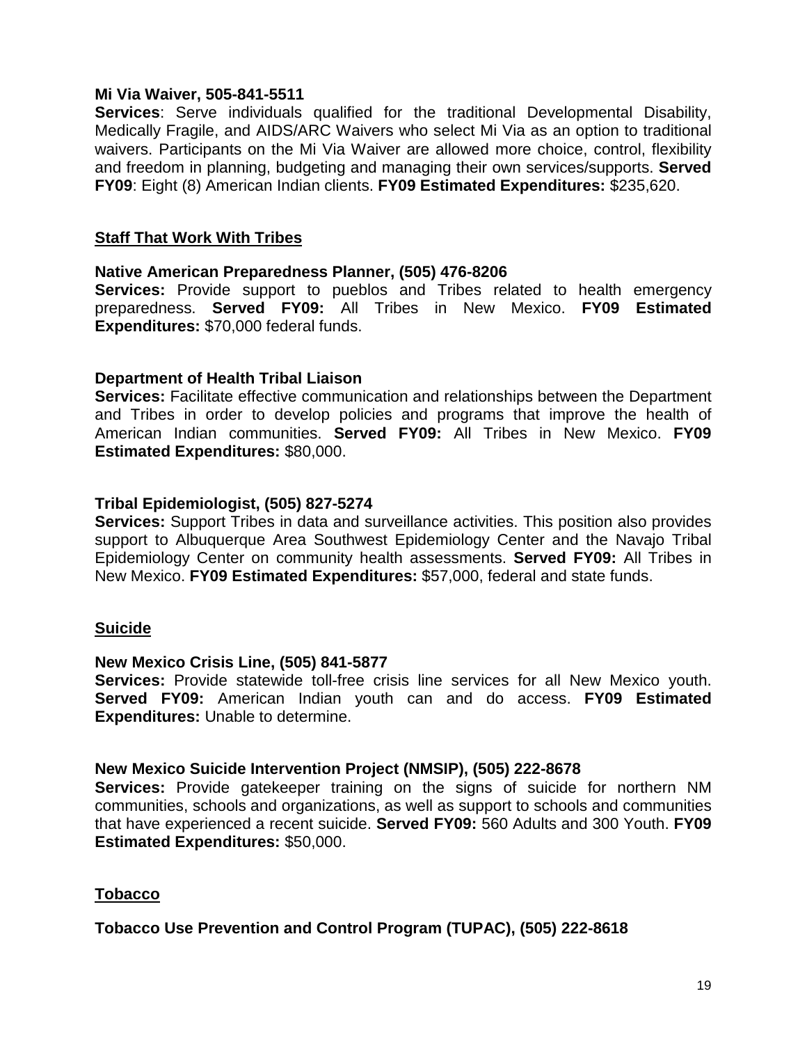**Mi Via Waiver, 505-841-5511**
**Services**: Serve individuals qualified for the traditional Developmental Disability, Medically Fragile, and AIDS/ARC Waivers who select Mi Via as an option to traditional waivers. Participants on the Mi Via Waiver are allowed more choice, control, flexibility and freedom in planning, budgeting and managing their own services/supports. **Served FY09**: Eight (8) American Indian clients. **FY09 Estimated Expenditures:** $235,620.

## Staff That Work With Tribes

**Native American Preparedness Planner, (505) 476-8206**
**Services:** Provide support to pueblos and Tribes related to health emergency preparedness. **Served FY09:** All Tribes in New Mexico. **FY09 Estimated Expenditures:** $70,000 federal funds.

**Department of Health Tribal Liaison**
**Services:** Facilitate effective communication and relationships between the Department and Tribes in order to develop policies and programs that improve the health of American Indian communities. **Served FY09:** All Tribes in New Mexico. **FY09 Estimated Expenditures:** $80,000.

**Tribal Epidemiologist, (505) 827-5274**
**Services:** Support Tribes in data and surveillance activities. This position also provides support to Albuquerque Area Southwest Epidemiology Center and the Navajo Tribal Epidemiology Center on community health assessments. **Served FY09:** All Tribes in New Mexico. **FY09 Estimated Expenditures:** $57,000, federal and state funds.

## Suicide

**New Mexico Crisis Line, (505) 841-5877**
**Services:** Provide statewide toll-free crisis line services for all New Mexico youth. **Served FY09:** American Indian youth can and do access. **FY09 Estimated Expenditures:** Unable to determine.

**New Mexico Suicide Intervention Project (NMSIP), (505) 222-8678**
**Services:** Provide gatekeeper training on the signs of suicide for northern NM communities, schools and organizations, as well as support to schools and communities that have experienced a recent suicide. **Served FY09:** 560 Adults and 300 Youth. **FY09 Estimated Expenditures:** $50,000.

## Tobacco

**Tobacco Use Prevention and Control Program (TUPAC), (505) 222-8618**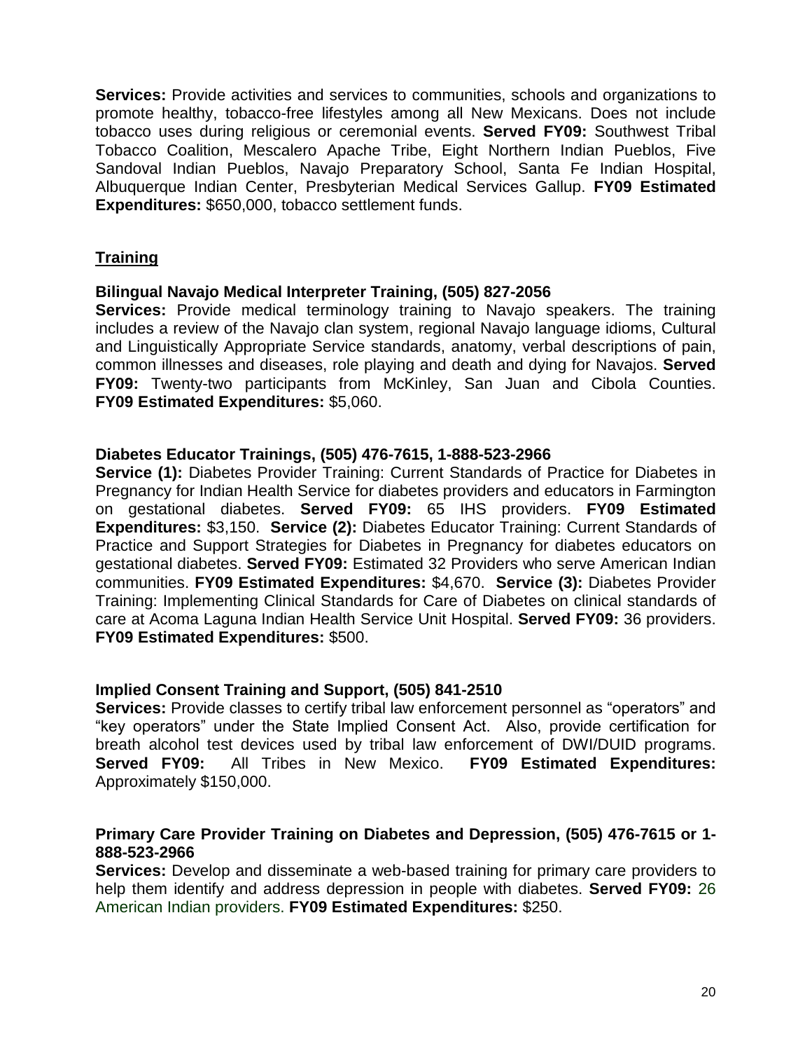**Services:** Provide activities and services to communities, schools and organizations to promote healthy, tobacco-free lifestyles among all New Mexicans. Does not include tobacco uses during religious or ceremonial events. **Served FY09:** Southwest Tribal Tobacco Coalition, Mescalero Apache Tribe, Eight Northern Indian Pueblos, Five Sandoval Indian Pueblos, Navajo Preparatory School, Santa Fe Indian Hospital, Albuquerque Indian Center, Presbyterian Medical Services Gallup. **FY09 Estimated Expenditures:** $650,000, tobacco settlement funds.

## Training

**Bilingual Navajo Medical Interpreter Training, (505) 827-2056**
**Services:** Provide medical terminology training to Navajo speakers. The training includes a review of the Navajo clan system, regional Navajo language idioms, Cultural and Linguistically Appropriate Service standards, anatomy, verbal descriptions of pain, common illnesses and diseases, role playing and death and dying for Navajos. **Served FY09:** Twenty-two participants from McKinley, San Juan and Cibola Counties. **FY09 Estimated Expenditures:** $5,060.

**Diabetes Educator Trainings, (505) 476-7615, 1-888-523-2966**
**Service (1):** Diabetes Provider Training: Current Standards of Practice for Diabetes in Pregnancy for Indian Health Service for diabetes providers and educators in Farmington on gestational diabetes. **Served FY09:** 65 IHS providers. **FY09 Estimated Expenditures:** $3,150. **Service (2):** Diabetes Educator Training: Current Standards of Practice and Support Strategies for Diabetes in Pregnancy for diabetes educators on gestational diabetes. **Served FY09:** Estimated 32 Providers who serve American Indian communities. **FY09 Estimated Expenditures:** $4,670. **Service (3):** Diabetes Provider Training: Implementing Clinical Standards for Care of Diabetes on clinical standards of care at Acoma Laguna Indian Health Service Unit Hospital. **Served FY09:** 36 providers. **FY09 Estimated Expenditures:** $500.

**Implied Consent Training and Support, (505) 841-2510**
**Services:** Provide classes to certify tribal law enforcement personnel as "operators" and "key operators" under the State Implied Consent Act. Also, provide certification for breath alcohol test devices used by tribal law enforcement of DWI/DUID programs. **Served FY09:** All Tribes in New Mexico. **FY09 Estimated Expenditures:** Approximately $150,000.

**Primary Care Provider Training on Diabetes and Depression, (505) 476-7615 or 1-888-523-2966**
**Services:** Develop and disseminate a web-based training for primary care providers to help them identify and address depression in people with diabetes. **Served FY09:** 26 American Indian providers. **FY09 Estimated Expenditures:** $250.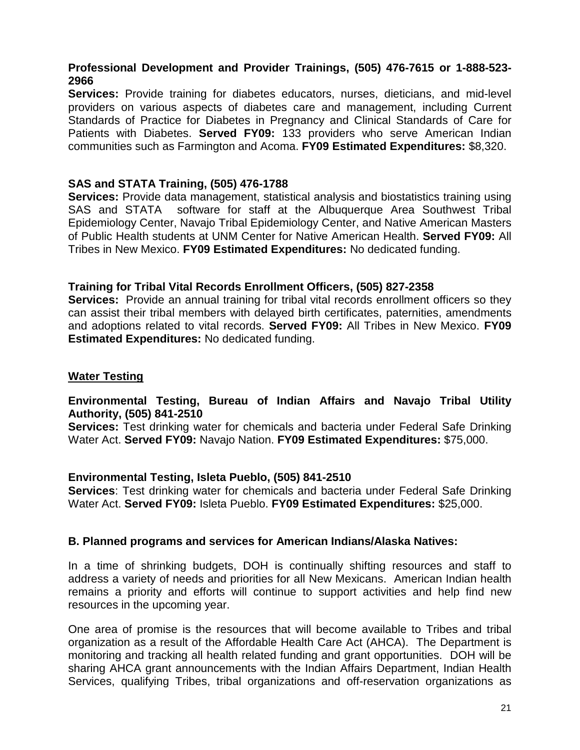**Professional Development and Provider Trainings, (505) 476-7615 or 1-888-523-2966**
**Services:** Provide training for diabetes educators, nurses, dieticians, and mid-level providers on various aspects of diabetes care and management, including Current Standards of Practice for Diabetes in Pregnancy and Clinical Standards of Care for Patients with Diabetes. **Served FY09:** 133 providers who serve American Indian communities such as Farmington and Acoma. **FY09 Estimated Expenditures:** $8,320.

**SAS and STATA Training, (505) 476-1788**
**Services:** Provide data management, statistical analysis and biostatistics training using SAS and STATA software for staff at the Albuquerque Area Southwest Tribal Epidemiology Center, Navajo Tribal Epidemiology Center, and Native American Masters of Public Health students at UNM Center for Native American Health. **Served FY09:** All Tribes in New Mexico. **FY09 Estimated Expenditures:** No dedicated funding.

**Training for Tribal Vital Records Enrollment Officers, (505) 827-2358**
**Services:** Provide an annual training for tribal vital records enrollment officers so they can assist their tribal members with delayed birth certificates, paternities, amendments and adoptions related to vital records. **Served FY09:** All Tribes in New Mexico. **FY09 Estimated Expenditures:** No dedicated funding.

**Water Testing**

**Environmental Testing, Bureau of Indian Affairs and Navajo Tribal Utility Authority, (505) 841-2510**
**Services:** Test drinking water for chemicals and bacteria under Federal Safe Drinking Water Act. **Served FY09:** Navajo Nation. **FY09 Estimated Expenditures:** $75,000.

**Environmental Testing, Isleta Pueblo, (505) 841-2510**
**Services**: Test drinking water for chemicals and bacteria under Federal Safe Drinking Water Act. **Served FY09:** Isleta Pueblo. **FY09 Estimated Expenditures:** $25,000.

**B. Planned programs and services for American Indians/Alaska Natives:**

In a time of shrinking budgets, DOH is continually shifting resources and staff to address a variety of needs and priorities for all New Mexicans. American Indian health remains a priority and efforts will continue to support activities and help find new resources in the upcoming year.

One area of promise is the resources that will become available to Tribes and tribal organization as a result of the Affordable Health Care Act (AHCA). The Department is monitoring and tracking all health related funding and grant opportunities. DOH will be sharing AHCA grant announcements with the Indian Affairs Department, Indian Health Services, qualifying Tribes, tribal organizations and off-reservation organizations as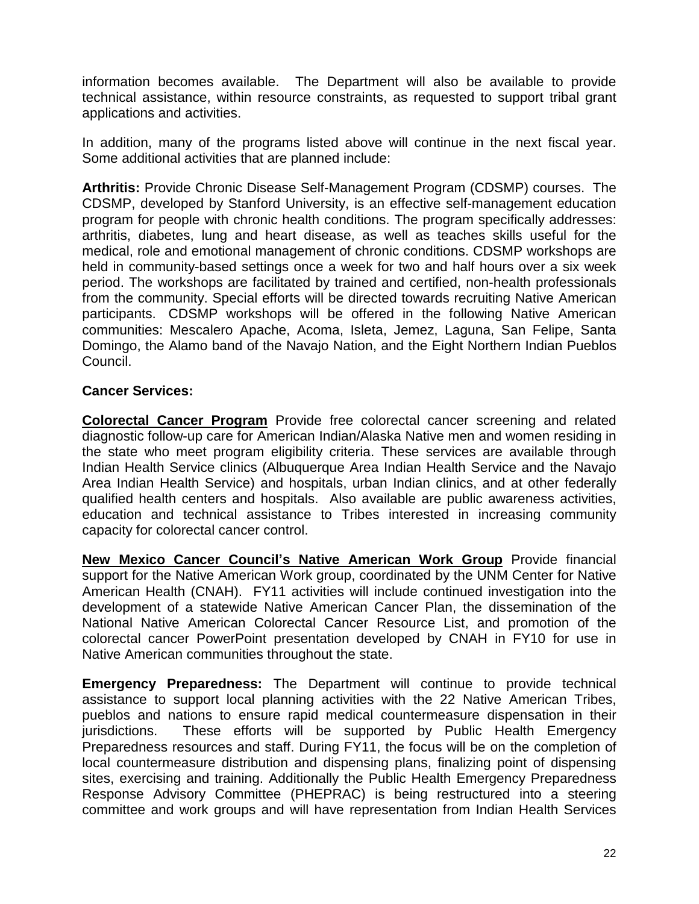information becomes available. The Department will also be available to provide technical assistance, within resource constraints, as requested to support tribal grant applications and activities.

In addition, many of the programs listed above will continue in the next fiscal year. Some additional activities that are planned include:

**Arthritis:** Provide Chronic Disease Self-Management Program (CDSMP) courses. The CDSMP, developed by Stanford University, is an effective self-management education program for people with chronic health conditions. The program specifically addresses: arthritis, diabetes, lung and heart disease, as well as teaches skills useful for the medical, role and emotional management of chronic conditions. CDSMP workshops are held in community-based settings once a week for two and half hours over a six week period. The workshops are facilitated by trained and certified, non-health professionals from the community. Special efforts will be directed towards recruiting Native American participants. CDSMP workshops will be offered in the following Native American communities: Mescalero Apache, Acoma, Isleta, Jemez, Laguna, San Felipe, Santa Domingo, the Alamo band of the Navajo Nation, and the Eight Northern Indian Pueblos Council.

**Cancer Services:**

**Colorectal Cancer Program** Provide free colorectal cancer screening and related diagnostic follow-up care for American Indian/Alaska Native men and women residing in the state who meet program eligibility criteria. These services are available through Indian Health Service clinics (Albuquerque Area Indian Health Service and the Navajo Area Indian Health Service) and hospitals, urban Indian clinics, and at other federally qualified health centers and hospitals. Also available are public awareness activities, education and technical assistance to Tribes interested in increasing community capacity for colorectal cancer control.

**New Mexico Cancer Council's Native American Work Group** Provide financial support for the Native American Work group, coordinated by the UNM Center for Native American Health (CNAH). FY11 activities will include continued investigation into the development of a statewide Native American Cancer Plan, the dissemination of the National Native American Colorectal Cancer Resource List, and promotion of the colorectal cancer PowerPoint presentation developed by CNAH in FY10 for use in Native American communities throughout the state.

**Emergency Preparedness:** The Department will continue to provide technical assistance to support local planning activities with the 22 Native American Tribes, pueblos and nations to ensure rapid medical countermeasure dispensation in their jurisdictions. These efforts will be supported by Public Health Emergency Preparedness resources and staff. During FY11, the focus will be on the completion of local countermeasure distribution and dispensing plans, finalizing point of dispensing sites, exercising and training. Additionally the Public Health Emergency Preparedness Response Advisory Committee (PHEPRAC) is being restructured into a steering committee and work groups and will have representation from Indian Health Services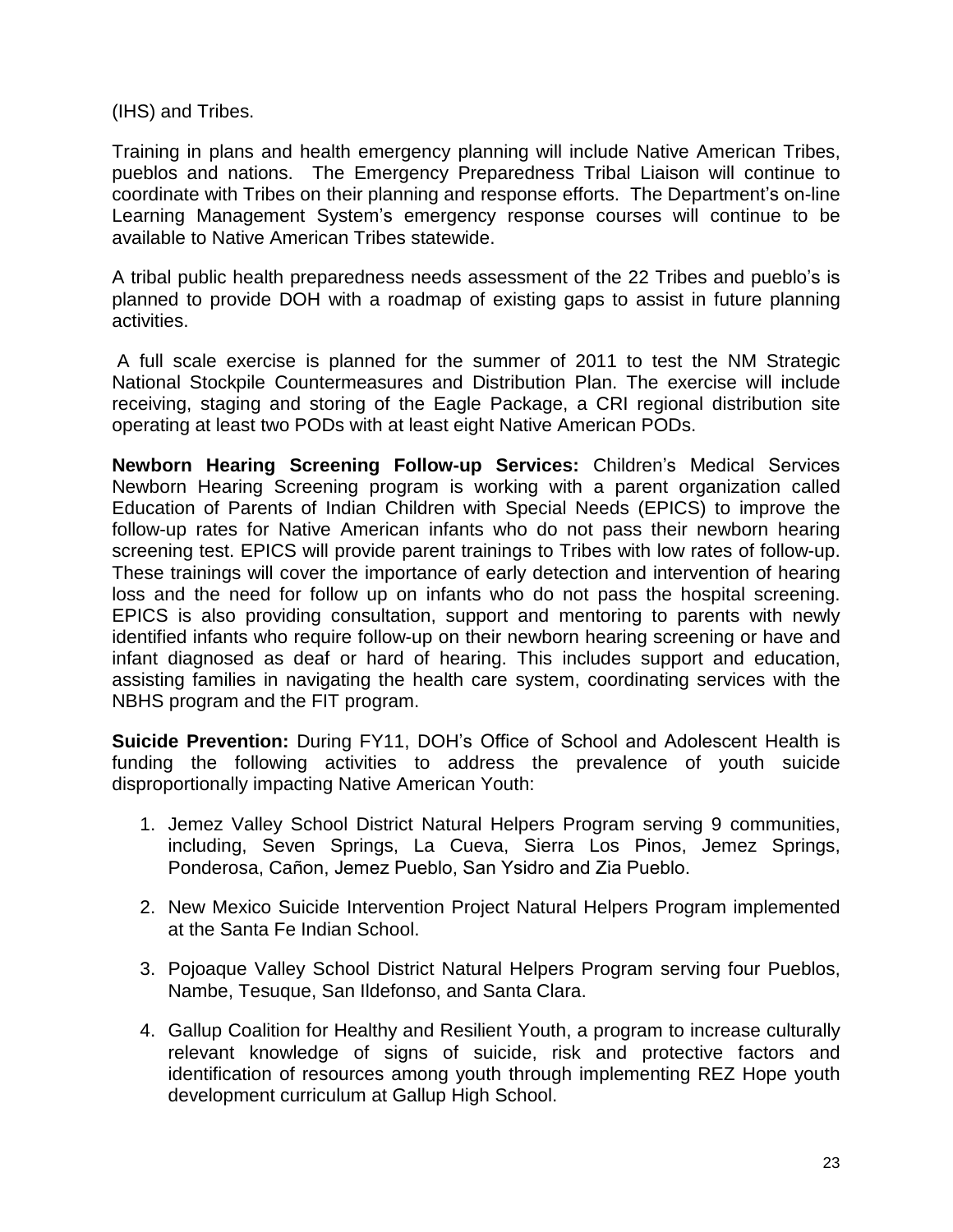(IHS) and Tribes.

Training in plans and health emergency planning will include Native American Tribes, pueblos and nations. The Emergency Preparedness Tribal Liaison will continue to coordinate with Tribes on their planning and response efforts. The Department's on-line Learning Management System's emergency response courses will continue to be available to Native American Tribes statewide.

A tribal public health preparedness needs assessment of the 22 Tribes and pueblo's is planned to provide DOH with a roadmap of existing gaps to assist in future planning activities.

A full scale exercise is planned for the summer of 2011 to test the NM Strategic National Stockpile Countermeasures and Distribution Plan. The exercise will include receiving, staging and storing of the Eagle Package, a CRI regional distribution site operating at least two PODs with at least eight Native American PODs.

**Newborn Hearing Screening Follow-up Services:** Children's Medical Services Newborn Hearing Screening program is working with a parent organization called Education of Parents of Indian Children with Special Needs (EPICS) to improve the follow-up rates for Native American infants who do not pass their newborn hearing screening test. EPICS will provide parent trainings to Tribes with low rates of follow-up. These trainings will cover the importance of early detection and intervention of hearing loss and the need for follow up on infants who do not pass the hospital screening. EPICS is also providing consultation, support and mentoring to parents with newly identified infants who require follow-up on their newborn hearing screening or have and infant diagnosed as deaf or hard of hearing. This includes support and education, assisting families in navigating the health care system, coordinating services with the NBHS program and the FIT program.

**Suicide Prevention:** During FY11, DOH's Office of School and Adolescent Health is funding the following activities to address the prevalence of youth suicide disproportionally impacting Native American Youth:

1. Jemez Valley School District Natural Helpers Program serving 9 communities, including, Seven Springs, La Cueva, Sierra Los Pinos, Jemez Springs, Ponderosa, Cañon, Jemez Pueblo, San Ysidro and Zia Pueblo.

2. New Mexico Suicide Intervention Project Natural Helpers Program implemented at the Santa Fe Indian School.

3. Pojoaque Valley School District Natural Helpers Program serving four Pueblos, Nambe, Tesuque, San Ildefonso, and Santa Clara.

4. Gallup Coalition for Healthy and Resilient Youth, a program to increase culturally relevant knowledge of signs of suicide, risk and protective factors and identification of resources among youth through implementing REZ Hope youth development curriculum at Gallup High School.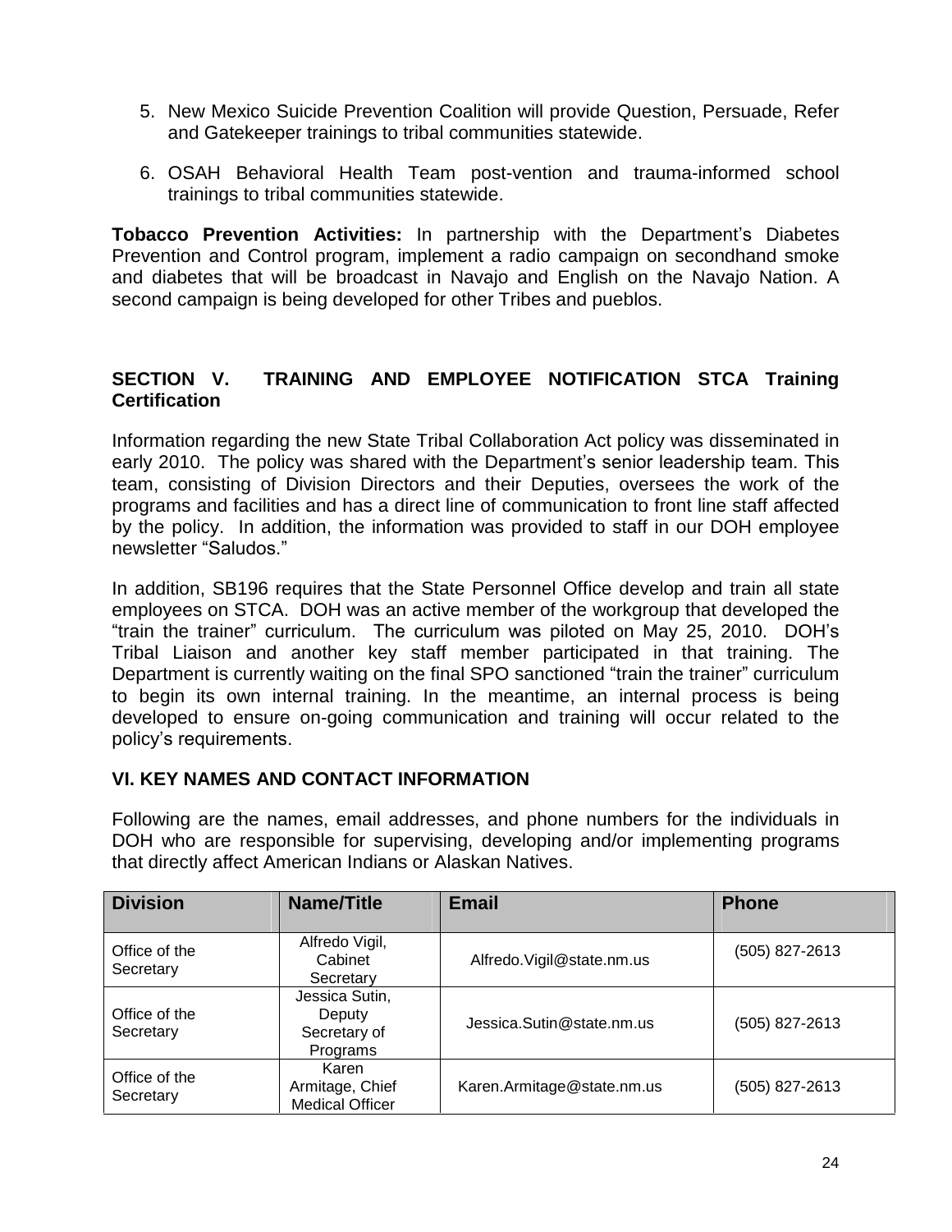5. New Mexico Suicide Prevention Coalition will provide Question, Persuade, Refer and Gatekeeper trainings to tribal communities statewide.

6. OSAH Behavioral Health Team post-vention and trauma-informed school trainings to tribal communities statewide.

**Tobacco Prevention Activities:** In partnership with the Department's Diabetes Prevention and Control program, implement a radio campaign on secondhand smoke and diabetes that will be broadcast in Navajo and English on the Navajo Nation. A second campaign is being developed for other Tribes and pueblos.

## SECTION V. TRAINING AND EMPLOYEE NOTIFICATION STCA Training Certification

Information regarding the new State Tribal Collaboration Act policy was disseminated in early 2010. The policy was shared with the Department's senior leadership team. This team, consisting of Division Directors and their Deputies, oversees the work of the programs and facilities and has a direct line of communication to front line staff affected by the policy. In addition, the information was provided to staff in our DOH employee newsletter "Saludos."

In addition, SB196 requires that the State Personnel Office develop and train all state employees on STCA. DOH was an active member of the workgroup that developed the "train the trainer" curriculum. The curriculum was piloted on May 25, 2010. DOH's Tribal Liaison and another key staff member participated in that training. The Department is currently waiting on the final SPO sanctioned "train the trainer" curriculum to begin its own internal training. In the meantime, an internal process is being developed to ensure on-going communication and training will occur related to the policy's requirements.

## VI. KEY NAMES AND CONTACT INFORMATION

Following are the names, email addresses, and phone numbers for the individuals in DOH who are responsible for supervising, developing and/or implementing programs that directly affect American Indians or Alaskan Natives.

| Division | Name/Title | Email | Phone |
|---|---|---|---|
| Office of the Secretary | Alfredo Vigil, Cabinet Secretary | Alfredo.Vigil@state.nm.us | (505) 827-2613 |
| Office of the Secretary | Jessica Sutin, Deputy Secretary of Programs | Jessica.Sutin@state.nm.us | (505) 827-2613 |
| Office of the Secretary | Karen Armitage, Chief Medical Officer | Karen.Armitage@state.nm.us | (505) 827-2613 |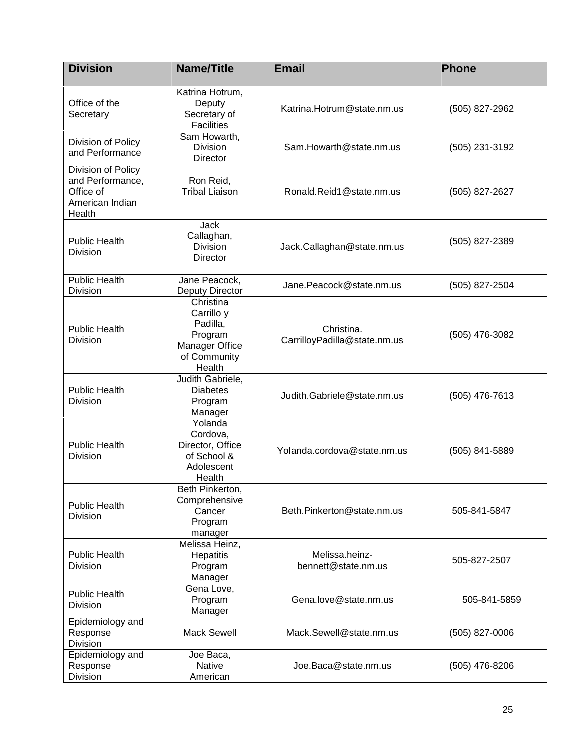| Division | Name/Title | Email | Phone |
|---|---|---|---|
| Office of the Secretary | Katrina Hotrum, Deputy Secretary of Facilities | Katrina.Hotrum@state.nm.us | (505) 827-2962 |
| Division of Policy and Performance | Sam Howarth, Division Director | Sam.Howarth@state.nm.us | (505) 231-3192 |
| Division of Policy and Performance, Office of American Indian Health | Ron Reid, Tribal Liaison | Ronald.Reid1@state.nm.us | (505) 827-2627 |
| Public Health Division | Jack Callaghan, Division Director | Jack.Callaghan@state.nm.us | (505) 827-2389 |
| Public Health Division | Jane Peacock, Deputy Director | Jane.Peacock@state.nm.us | (505) 827-2504 |
| Public Health Division | Christina Carrillo y Padilla, Program Manager Office of Community Health | Christina. CarrilloyPadilla@state.nm.us | (505) 476-3082 |
| Public Health Division | Judith Gabriele, Diabetes Program Manager | Judith.Gabriele@state.nm.us | (505) 476-7613 |
| Public Health Division | Yolanda Cordova, Director, Office of School & Adolescent Health | Yolanda.cordova@state.nm.us | (505) 841-5889 |
| Public Health Division | Beth Pinkerton, Comprehensive Cancer Program manager | Beth.Pinkerton@state.nm.us | 505-841-5847 |
| Public Health Division | Melissa Heinz, Hepatitis Program Manager | Melissa.heinz-bennett@state.nm.us | 505-827-2507 |
| Public Health Division | Gena Love, Program Manager | Gena.love@state.nm.us | 505-841-5859 |
| Epidemiology and Response Division | Mack Sewell | Mack.Sewell@state.nm.us | (505) 827-0006 |
| Epidemiology and Response Division | Joe Baca, Native American | Joe.Baca@state.nm.us | (505) 476-8206 |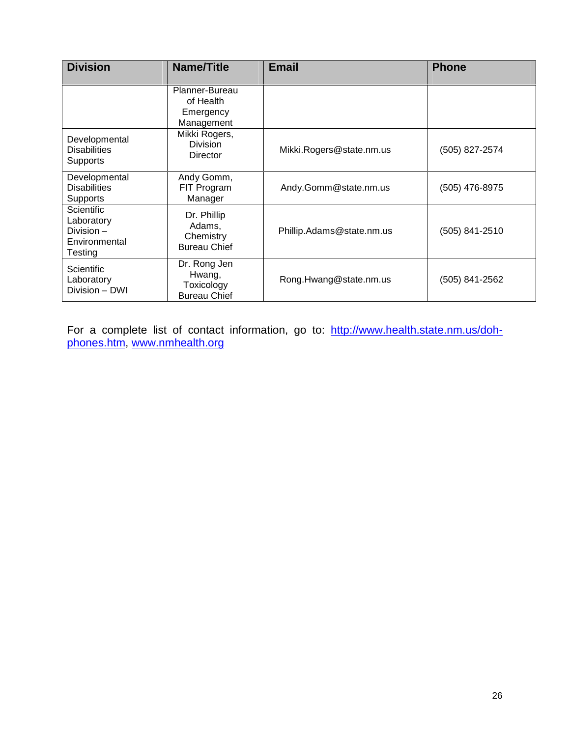| Division | Name/Title | Email | Phone |
|---|---|---|---|
| | Planner-Bureau of Health Emergency Management | | |
| Developmental Disabilities Supports | Mikki Rogers, Division Director | Mikki.Rogers@state.nm.us | (505) 827-2574 |
| Developmental Disabilities Supports | Andy Gomm, FIT Program Manager | Andy.Gomm@state.nm.us | (505) 476-8975 |
| Scientific Laboratory Division – Environmental Testing | Dr. Phillip Adams, Chemistry Bureau Chief | Phillip.Adams@state.nm.us | (505) 841-2510 |
| Scientific Laboratory Division – DWI | Dr. Rong Jen Hwang, Toxicology Bureau Chief | Rong.Hwang@state.nm.us | (505) 841-2562 |

For a complete list of contact information, go to: http://www.health.state.nm.us/doh-phones.htm, www.nmhealth.org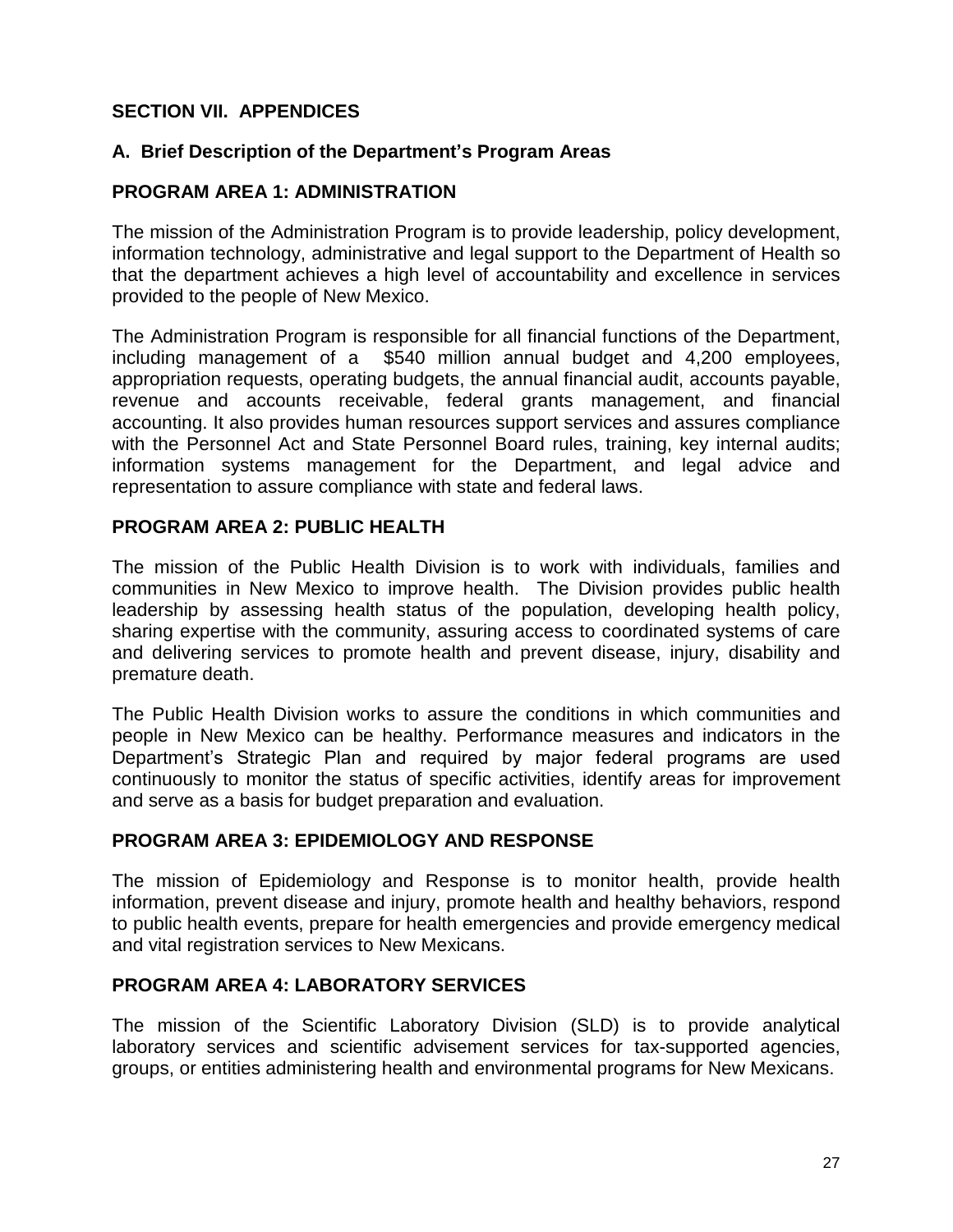## SECTION VII. APPENDICES

### A. Brief Description of the Department's Program Areas

### PROGRAM AREA 1: ADMINISTRATION

The mission of the Administration Program is to provide leadership, policy development, information technology, administrative and legal support to the Department of Health so that the department achieves a high level of accountability and excellence in services provided to the people of New Mexico.

The Administration Program is responsible for all financial functions of the Department, including management of a $540 million annual budget and 4,200 employees, appropriation requests, operating budgets, the annual financial audit, accounts payable, revenue and accounts receivable, federal grants management, and financial accounting. It also provides human resources support services and assures compliance with the Personnel Act and State Personnel Board rules, training, key internal audits; information systems management for the Department, and legal advice and representation to assure compliance with state and federal laws.

### PROGRAM AREA 2: PUBLIC HEALTH

The mission of the Public Health Division is to work with individuals, families and communities in New Mexico to improve health. The Division provides public health leadership by assessing health status of the population, developing health policy, sharing expertise with the community, assuring access to coordinated systems of care and delivering services to promote health and prevent disease, injury, disability and premature death.

The Public Health Division works to assure the conditions in which communities and people in New Mexico can be healthy. Performance measures and indicators in the Department's Strategic Plan and required by major federal programs are used continuously to monitor the status of specific activities, identify areas for improvement and serve as a basis for budget preparation and evaluation.

### PROGRAM AREA 3: EPIDEMIOLOGY AND RESPONSE

The mission of Epidemiology and Response is to monitor health, provide health information, prevent disease and injury, promote health and healthy behaviors, respond to public health events, prepare for health emergencies and provide emergency medical and vital registration services to New Mexicans.

### PROGRAM AREA 4: LABORATORY SERVICES

The mission of the Scientific Laboratory Division (SLD) is to provide analytical laboratory services and scientific advisement services for tax-supported agencies, groups, or entities administering health and environmental programs for New Mexicans.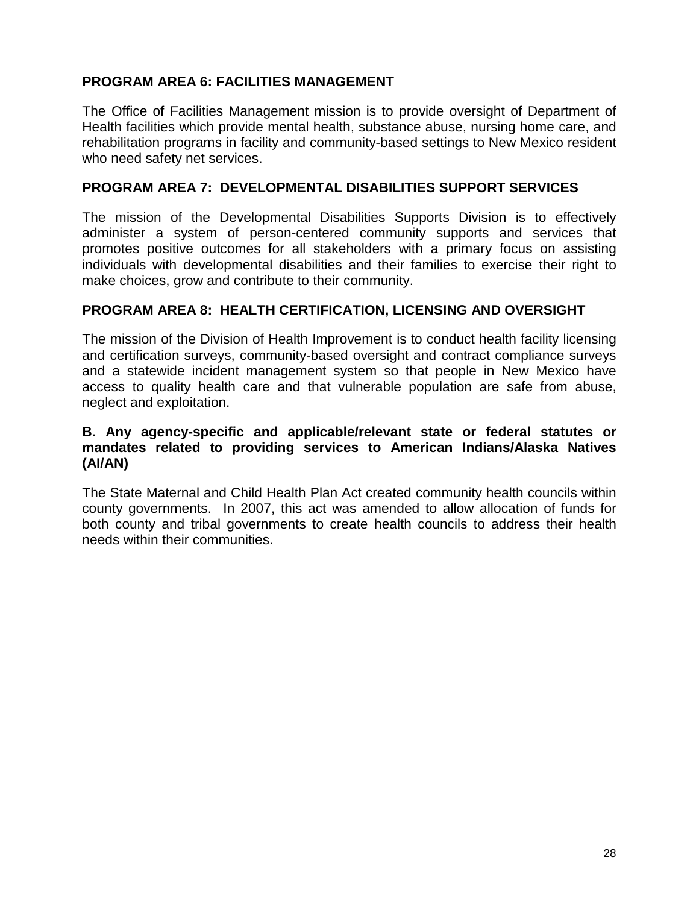**PROGRAM AREA 6: FACILITIES MANAGEMENT**

The Office of Facilities Management mission is to provide oversight of Department of Health facilities which provide mental health, substance abuse, nursing home care, and rehabilitation programs in facility and community-based settings to New Mexico resident who need safety net services.

**PROGRAM AREA 7: DEVELOPMENTAL DISABILITIES SUPPORT SERVICES**

The mission of the Developmental Disabilities Supports Division is to effectively administer a system of person-centered community supports and services that promotes positive outcomes for all stakeholders with a primary focus on assisting individuals with developmental disabilities and their families to exercise their right to make choices, grow and contribute to their community.

**PROGRAM AREA 8: HEALTH CERTIFICATION, LICENSING AND OVERSIGHT**

The mission of the Division of Health Improvement is to conduct health facility licensing and certification surveys, community-based oversight and contract compliance surveys and a statewide incident management system so that people in New Mexico have access to quality health care and that vulnerable population are safe from abuse, neglect and exploitation.

**B. Any agency-specific and applicable/relevant state or federal statutes or mandates related to providing services to American Indians/Alaska Natives (AI/AN)**

The State Maternal and Child Health Plan Act created community health councils within county governments. In 2007, this act was amended to allow allocation of funds for both county and tribal governments to create health councils to address their health needs within their communities.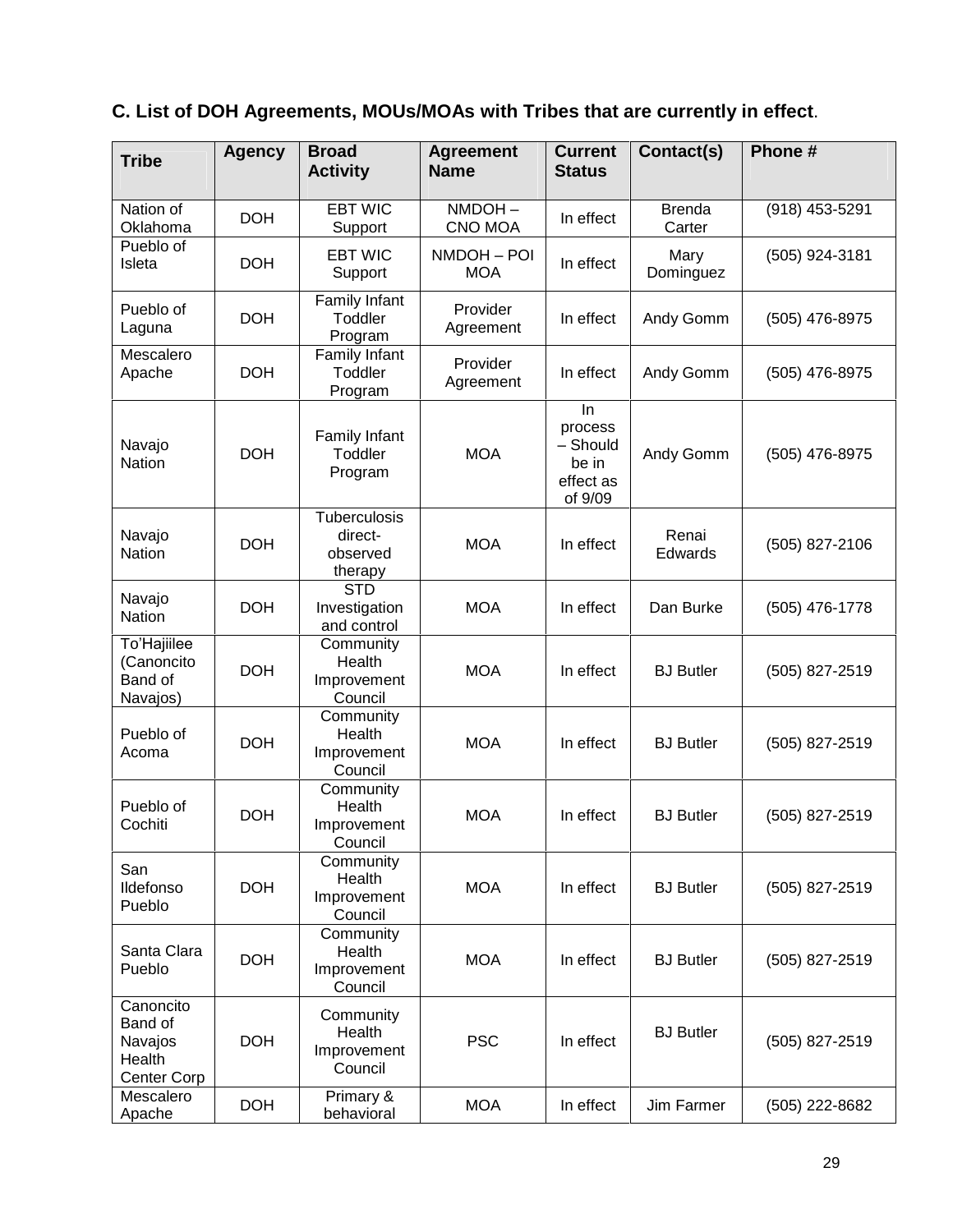### C. List of DOH Agreements, MOUs/MOAs with Tribes that are currently in effect.

| Tribe | Agency | Broad Activity | Agreement Name | Current Status | Contact(s) | Phone # |
|---|---|---|---|---|---|---|
| Nation of Oklahoma | DOH | EBT WIC Support | NMDOH – CNO MOA | In effect | Brenda Carter | (918) 453-5291 |
| Pueblo of Isleta | DOH | EBT WIC Support | NMDOH – POI MOA | In effect | Mary Dominguez | (505) 924-3181 |
| Pueblo of Laguna | DOH | Family Infant Toddler Program | Provider Agreement | In effect | Andy Gomm | (505) 476-8975 |
| Mescalero Apache | DOH | Family Infant Toddler Program | Provider Agreement | In effect | Andy Gomm | (505) 476-8975 |
| Navajo Nation | DOH | Family Infant Toddler Program | MOA | In process – Should be in effect as of 9/09 | Andy Gomm | (505) 476-8975 |
| Navajo Nation | DOH | Tuberculosis direct-observed therapy | MOA | In effect | Renai Edwards | (505) 827-2106 |
| Navajo Nation | DOH | STD Investigation and control | MOA | In effect | Dan Burke | (505) 476-1778 |
| To'Hajiilee (Canoncito Band of Navajos) | DOH | Community Health Improvement Council | MOA | In effect | BJ Butler | (505) 827-2519 |
| Pueblo of Acoma | DOH | Community Health Improvement Council | MOA | In effect | BJ Butler | (505) 827-2519 |
| Pueblo of Cochiti | DOH | Community Health Improvement Council | MOA | In effect | BJ Butler | (505) 827-2519 |
| San Ildefonso Pueblo | DOH | Community Health Improvement Council | MOA | In effect | BJ Butler | (505) 827-2519 |
| Santa Clara Pueblo | DOH | Community Health Improvement Council | MOA | In effect | BJ Butler | (505) 827-2519 |
| Canoncito Band of Navajos Health Center Corp | DOH | Community Health Improvement Council | PSC | In effect | BJ Butler | (505) 827-2519 |
| Mescalero Apache | DOH | Primary & behavioral | MOA | In effect | Jim Farmer | (505) 222-8682 |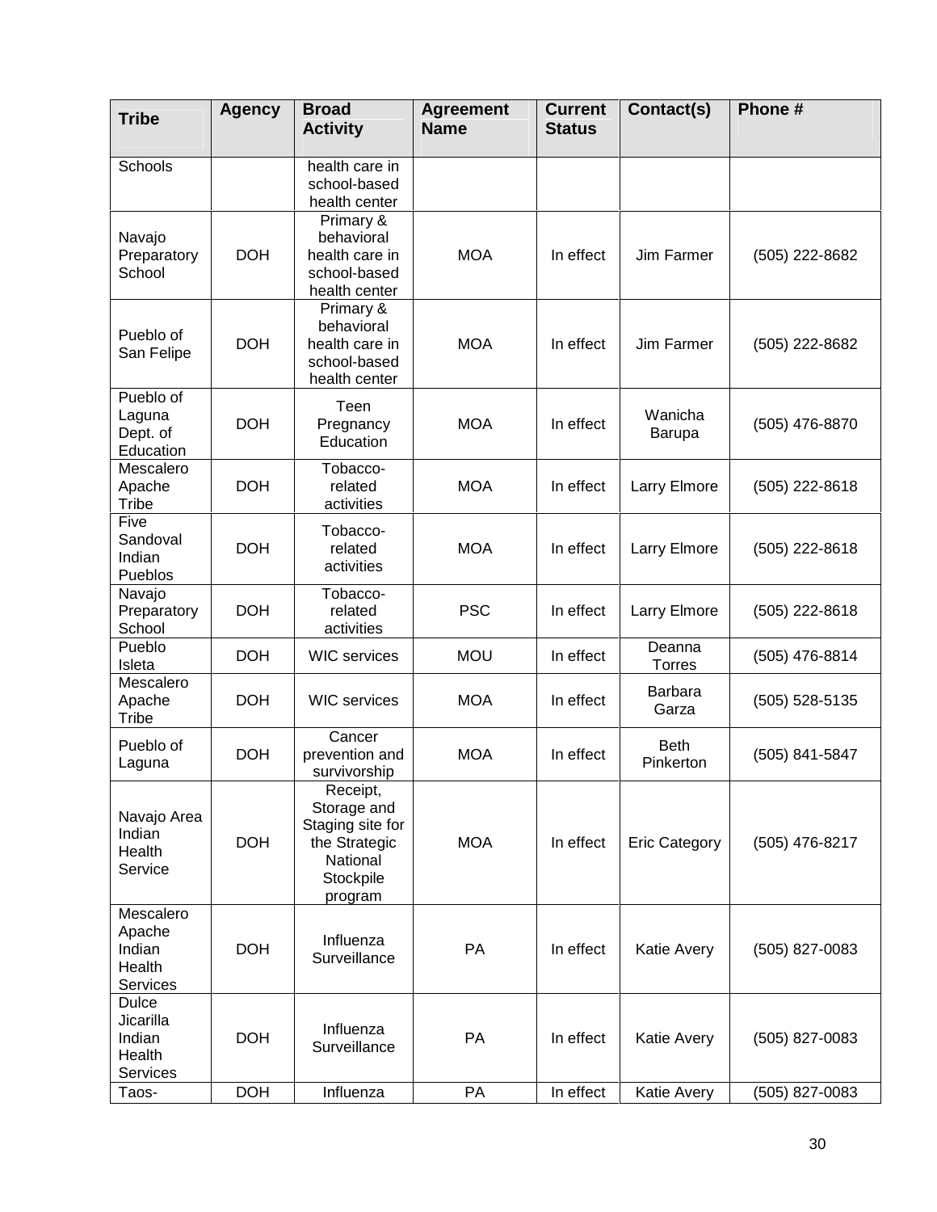| Tribe | Agency | Broad Activity | Agreement Name | Current Status | Contact(s) | Phone # |
|---|---|---|---|---|---|---|
| Schools | | health care in school-based health center | | | | |
| Navajo Preparatory School | DOH | Primary & behavioral health care in school-based health center | MOA | In effect | Jim Farmer | (505) 222-8682 |
| Pueblo of San Felipe | DOH | Primary & behavioral health care in school-based health center | MOA | In effect | Jim Farmer | (505) 222-8682 |
| Pueblo of Laguna Dept. of Education | DOH | Teen Pregnancy Education | MOA | In effect | Wanicha Barupa | (505) 476-8870 |
| Mescalero Apache Tribe | DOH | Tobacco-related activities | MOA | In effect | Larry Elmore | (505) 222-8618 |
| Five Sandoval Indian Pueblos | DOH | Tobacco-related activities | MOA | In effect | Larry Elmore | (505) 222-8618 |
| Navajo Preparatory School | DOH | Tobacco-related activities | PSC | In effect | Larry Elmore | (505) 222-8618 |
| Pueblo Isleta | DOH | WIC services | MOU | In effect | Deanna Torres | (505) 476-8814 |
| Mescalero Apache Tribe | DOH | WIC services | MOA | In effect | Barbara Garza | (505) 528-5135 |
| Pueblo of Laguna | DOH | Cancer prevention and survivorship | MOA | In effect | Beth Pinkerton | (505) 841-5847 |
| Navajo Area Indian Health Service | DOH | Receipt, Storage and Staging site for the Strategic National Stockpile program | MOA | In effect | Eric Category | (505) 476-8217 |
| Mescalero Apache Indian Health Services | DOH | Influenza Surveillance | PA | In effect | Katie Avery | (505) 827-0083 |
| Dulce Jicarilla Indian Health Services | DOH | Influenza Surveillance | PA | In effect | Katie Avery | (505) 827-0083 |
| Taos- | DOH | Influenza | PA | In effect | Katie Avery | (505) 827-0083 |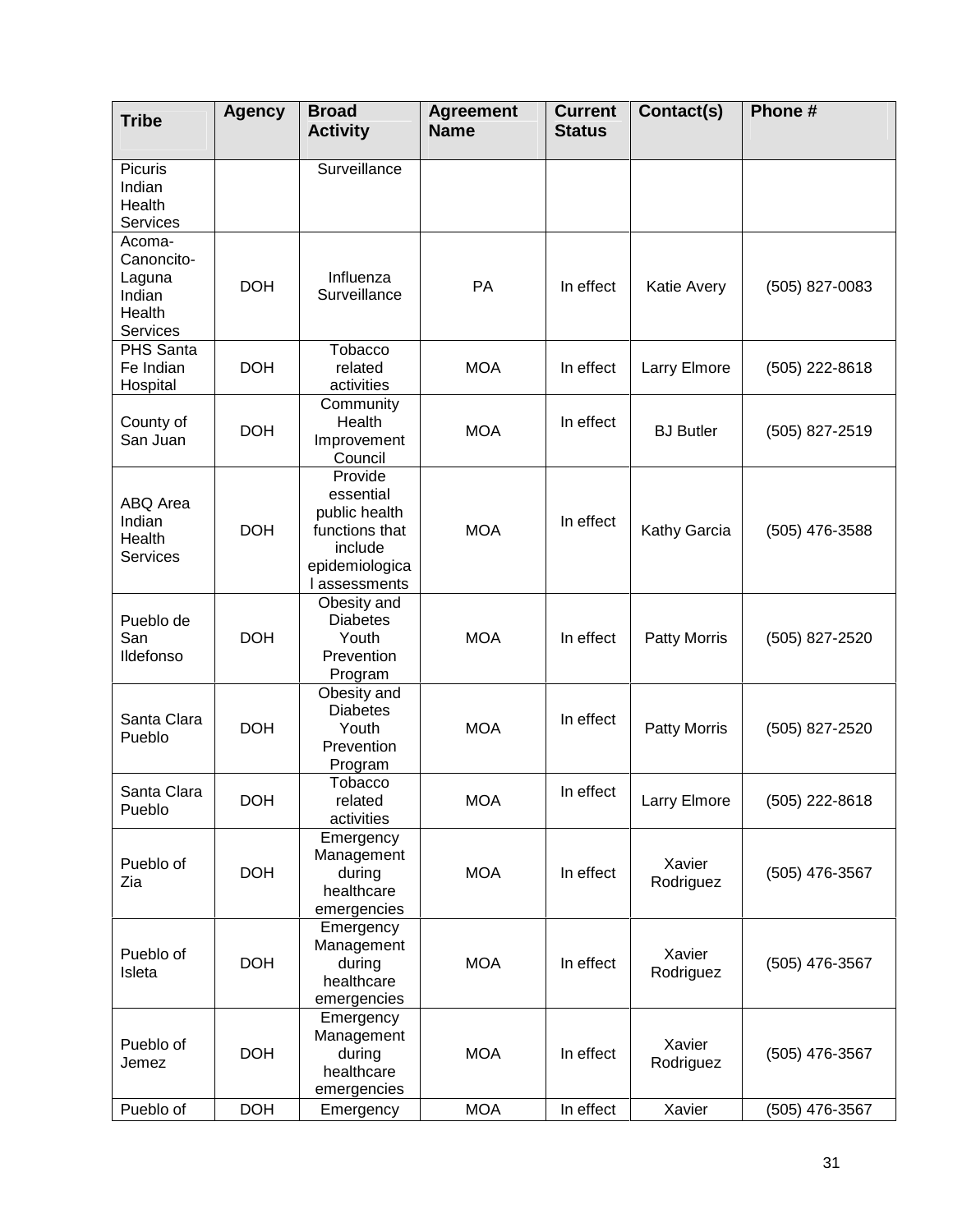| Tribe | Agency | Broad Activity | Agreement Name | Current Status | Contact(s) | Phone # |
|---|---|---|---|---|---|---|
| Picuris Indian Health Services | | Surveillance | | | | |
| Acoma-Canoncito-Laguna Indian Health Services | DOH | Influenza Surveillance | PA | In effect | Katie Avery | (505) 827-0083 |
| PHS Santa Fe Indian Hospital | DOH | Tobacco related activities | MOA | In effect | Larry Elmore | (505) 222-8618 |
| County of San Juan | DOH | Community Health Improvement Council | MOA | In effect | BJ Butler | (505) 827-2519 |
| ABQ Area Indian Health Services | DOH | Provide essential public health functions that include epidemiological assessments | MOA | In effect | Kathy Garcia | (505) 476-3588 |
| Pueblo de San Ildefonso | DOH | Obesity and Diabetes Youth Prevention Program | MOA | In effect | Patty Morris | (505) 827-2520 |
| Santa Clara Pueblo | DOH | Obesity and Diabetes Youth Prevention Program | MOA | In effect | Patty Morris | (505) 827-2520 |
| Santa Clara Pueblo | DOH | Tobacco related activities | MOA | In effect | Larry Elmore | (505) 222-8618 |
| Pueblo of Zia | DOH | Emergency Management during healthcare emergencies | MOA | In effect | Xavier Rodriguez | (505) 476-3567 |
| Pueblo of Isleta | DOH | Emergency Management during healthcare emergencies | MOA | In effect | Xavier Rodriguez | (505) 476-3567 |
| Pueblo of Jemez | DOH | Emergency Management during healthcare emergencies | MOA | In effect | Xavier Rodriguez | (505) 476-3567 |
| Pueblo of | DOH | Emergency | MOA | In effect | Xavier | (505) 476-3567 |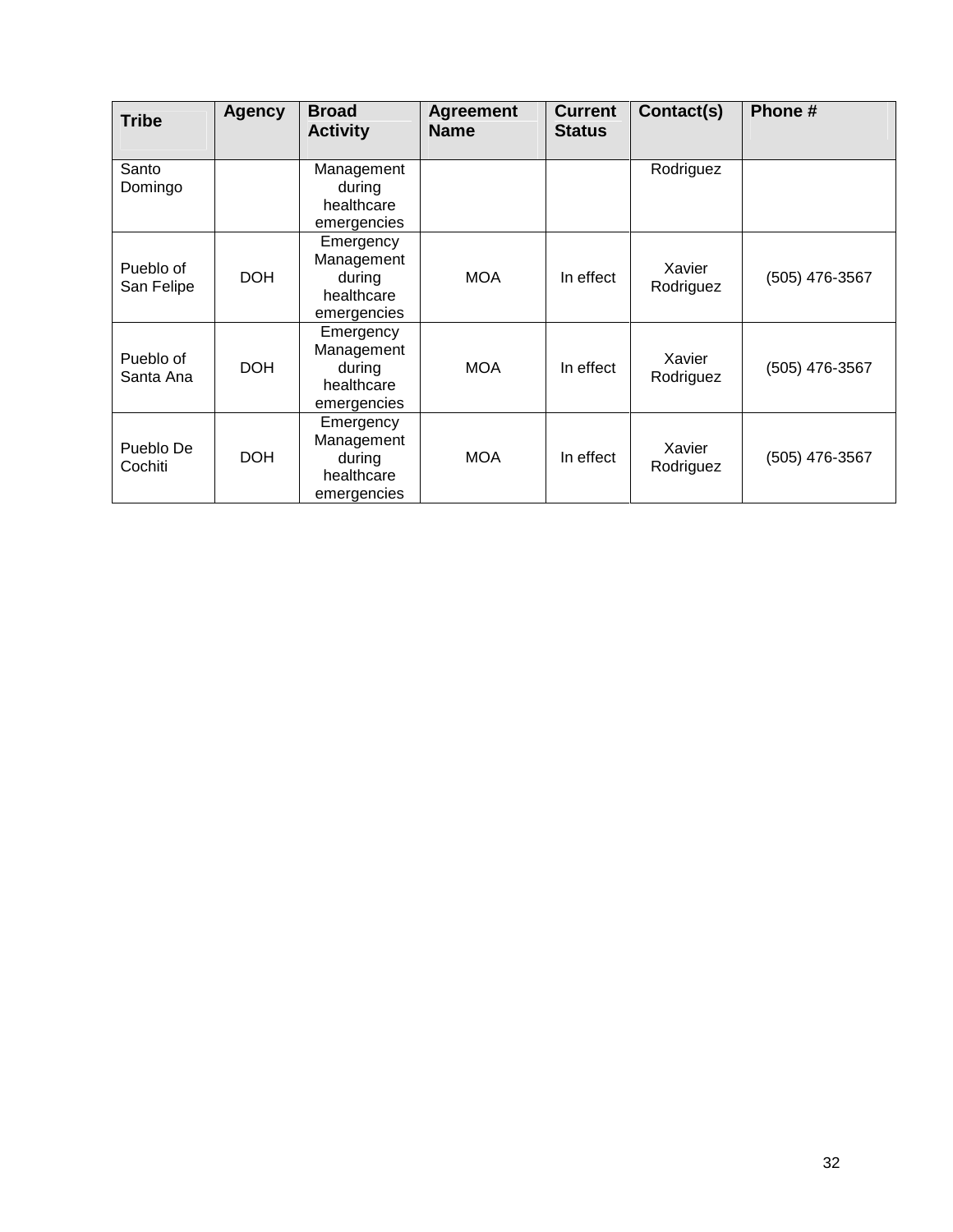| Tribe | Agency | Broad Activity | Agreement Name | Current Status | Contact(s) | Phone # |
|---|---|---|---|---|---|---|
| Santo Domingo | | Management during healthcare emergencies | | | Rodriguez | |
| Pueblo of San Felipe | DOH | Emergency Management during healthcare emergencies | MOA | In effect | Xavier Rodriguez | (505) 476-3567 |
| Pueblo of Santa Ana | DOH | Emergency Management during healthcare emergencies | MOA | In effect | Xavier Rodriguez | (505) 476-3567 |
| Pueblo De Cochiti | DOH | Emergency Management during healthcare emergencies | MOA | In effect | Xavier Rodriguez | (505) 476-3567 |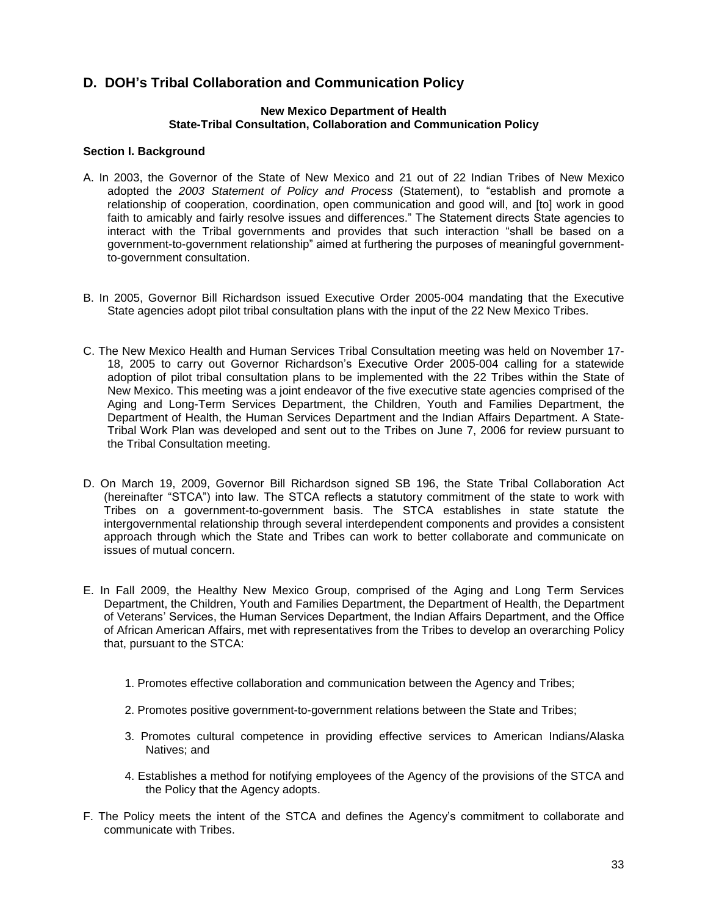## D. DOH's Tribal Collaboration and Communication Policy

**New Mexico Department of Health**
**State-Tribal Consultation, Collaboration and Communication Policy**

**Section I. Background**

A. In 2003, the Governor of the State of New Mexico and 21 out of 22 Indian Tribes of New Mexico adopted the *2003 Statement of Policy and Process* (Statement), to "establish and promote a relationship of cooperation, coordination, open communication and good will, and [to] work in good faith to amicably and fairly resolve issues and differences." The Statement directs State agencies to interact with the Tribal governments and provides that such interaction "shall be based on a government-to-government relationship" aimed at furthering the purposes of meaningful government-to-government consultation.

B. In 2005, Governor Bill Richardson issued Executive Order 2005-004 mandating that the Executive State agencies adopt pilot tribal consultation plans with the input of the 22 New Mexico Tribes.

C. The New Mexico Health and Human Services Tribal Consultation meeting was held on November 17-18, 2005 to carry out Governor Richardson's Executive Order 2005-004 calling for a statewide adoption of pilot tribal consultation plans to be implemented with the 22 Tribes within the State of New Mexico. This meeting was a joint endeavor of the five executive state agencies comprised of the Aging and Long-Term Services Department, the Children, Youth and Families Department, the Department of Health, the Human Services Department and the Indian Affairs Department. A State-Tribal Work Plan was developed and sent out to the Tribes on June 7, 2006 for review pursuant to the Tribal Consultation meeting.

D. On March 19, 2009, Governor Bill Richardson signed SB 196, the State Tribal Collaboration Act (hereinafter "STCA") into law. The STCA reflects a statutory commitment of the state to work with Tribes on a government-to-government basis. The STCA establishes in state statute the intergovernmental relationship through several interdependent components and provides a consistent approach through which the State and Tribes can work to better collaborate and communicate on issues of mutual concern.

E. In Fall 2009, the Healthy New Mexico Group, comprised of the Aging and Long Term Services Department, the Children, Youth and Families Department, the Department of Health, the Department of Veterans' Services, the Human Services Department, the Indian Affairs Department, and the Office of African American Affairs, met with representatives from the Tribes to develop an overarching Policy that, pursuant to the STCA:

1. Promotes effective collaboration and communication between the Agency and Tribes;
2. Promotes positive government-to-government relations between the State and Tribes;
3. Promotes cultural competence in providing effective services to American Indians/Alaska Natives; and
4. Establishes a method for notifying employees of the Agency of the provisions of the STCA and the Policy that the Agency adopts.

F. The Policy meets the intent of the STCA and defines the Agency's commitment to collaborate and communicate with Tribes.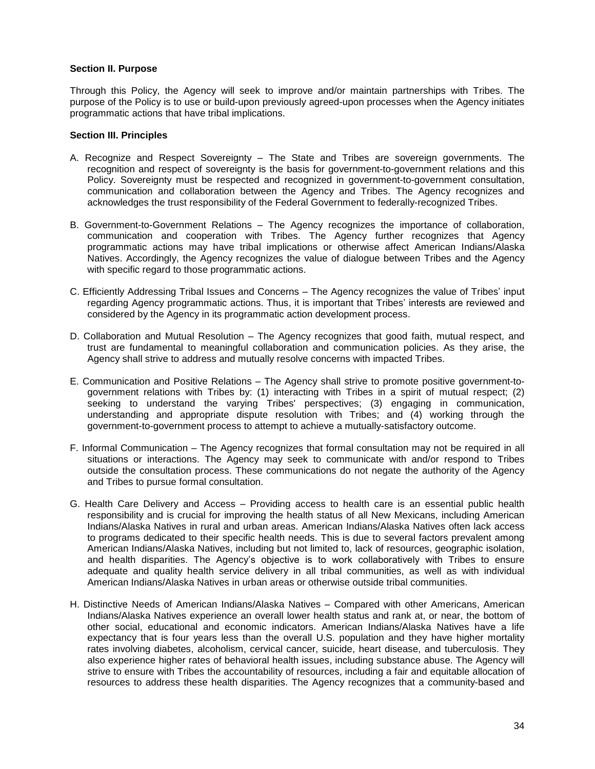**Section II. Purpose**

Through this Policy, the Agency will seek to improve and/or maintain partnerships with Tribes. The purpose of the Policy is to use or build-upon previously agreed-upon processes when the Agency initiates programmatic actions that have tribal implications.

**Section III. Principles**

A. Recognize and Respect Sovereignty – The State and Tribes are sovereign governments. The recognition and respect of sovereignty is the basis for government-to-government relations and this Policy. Sovereignty must be respected and recognized in government-to-government consultation, communication and collaboration between the Agency and Tribes. The Agency recognizes and acknowledges the trust responsibility of the Federal Government to federally-recognized Tribes.

B. Government-to-Government Relations – The Agency recognizes the importance of collaboration, communication and cooperation with Tribes. The Agency further recognizes that Agency programmatic actions may have tribal implications or otherwise affect American Indians/Alaska Natives. Accordingly, the Agency recognizes the value of dialogue between Tribes and the Agency with specific regard to those programmatic actions.

C. Efficiently Addressing Tribal Issues and Concerns – The Agency recognizes the value of Tribes' input regarding Agency programmatic actions. Thus, it is important that Tribes' interests are reviewed and considered by the Agency in its programmatic action development process.

D. Collaboration and Mutual Resolution – The Agency recognizes that good faith, mutual respect, and trust are fundamental to meaningful collaboration and communication policies. As they arise, the Agency shall strive to address and mutually resolve concerns with impacted Tribes.

E. Communication and Positive Relations – The Agency shall strive to promote positive government-to-government relations with Tribes by: (1) interacting with Tribes in a spirit of mutual respect; (2) seeking to understand the varying Tribes' perspectives; (3) engaging in communication, understanding and appropriate dispute resolution with Tribes; and (4) working through the government-to-government process to attempt to achieve a mutually-satisfactory outcome.

F. Informal Communication – The Agency recognizes that formal consultation may not be required in all situations or interactions. The Agency may seek to communicate with and/or respond to Tribes outside the consultation process. These communications do not negate the authority of the Agency and Tribes to pursue formal consultation.

G. Health Care Delivery and Access – Providing access to health care is an essential public health responsibility and is crucial for improving the health status of all New Mexicans, including American Indians/Alaska Natives in rural and urban areas. American Indians/Alaska Natives often lack access to programs dedicated to their specific health needs. This is due to several factors prevalent among American Indians/Alaska Natives, including but not limited to, lack of resources, geographic isolation, and health disparities. The Agency's objective is to work collaboratively with Tribes to ensure adequate and quality health service delivery in all tribal communities, as well as with individual American Indians/Alaska Natives in urban areas or otherwise outside tribal communities.

H. Distinctive Needs of American Indians/Alaska Natives – Compared with other Americans, American Indians/Alaska Natives experience an overall lower health status and rank at, or near, the bottom of other social, educational and economic indicators. American Indians/Alaska Natives have a life expectancy that is four years less than the overall U.S. population and they have higher mortality rates involving diabetes, alcoholism, cervical cancer, suicide, heart disease, and tuberculosis. They also experience higher rates of behavioral health issues, including substance abuse. The Agency will strive to ensure with Tribes the accountability of resources, including a fair and equitable allocation of resources to address these health disparities. The Agency recognizes that a community-based and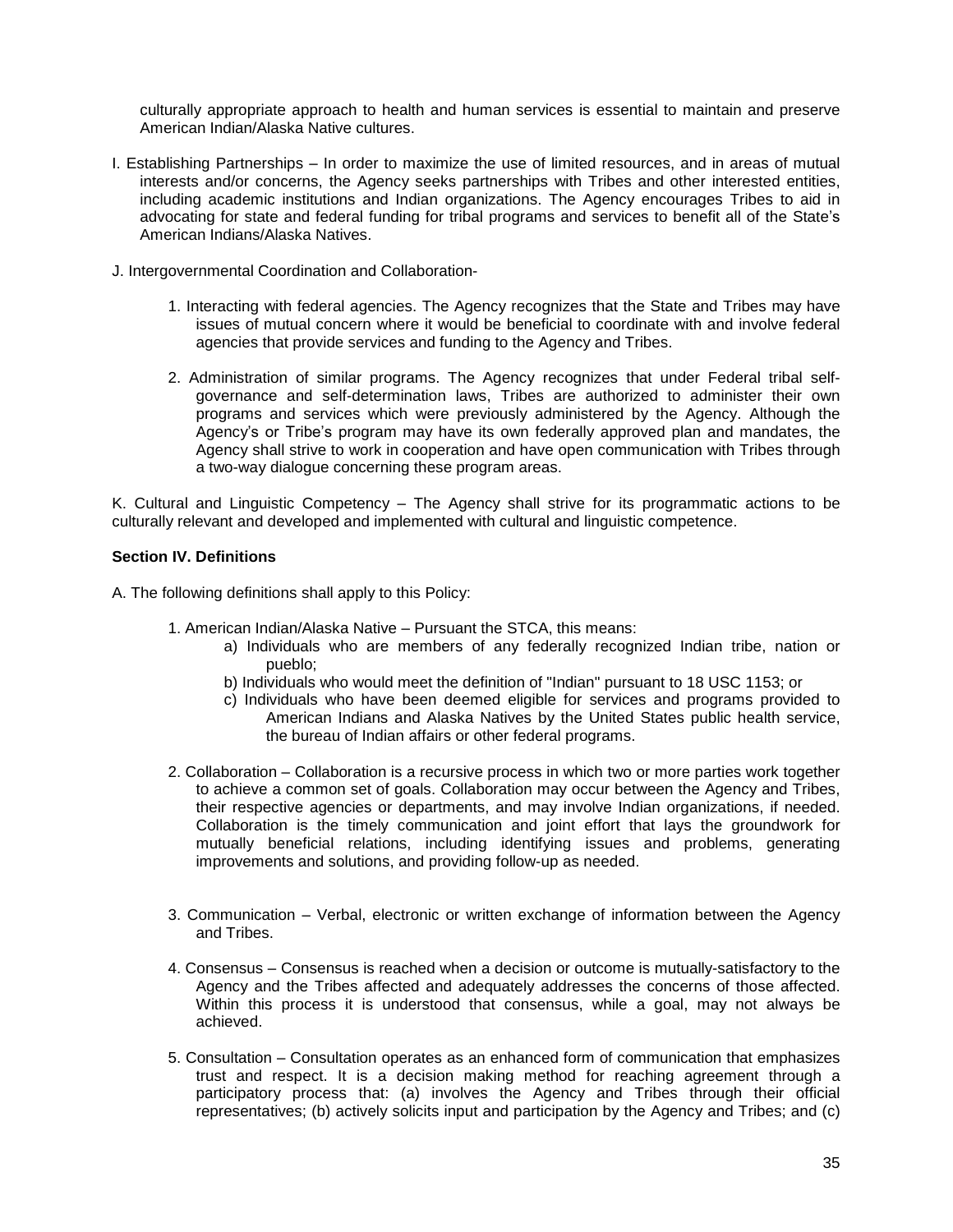culturally appropriate approach to health and human services is essential to maintain and preserve American Indian/Alaska Native cultures.

I. Establishing Partnerships – In order to maximize the use of limited resources, and in areas of mutual interests and/or concerns, the Agency seeks partnerships with Tribes and other interested entities, including academic institutions and Indian organizations. The Agency encourages Tribes to aid in advocating for state and federal funding for tribal programs and services to benefit all of the State's American Indians/Alaska Natives.

J. Intergovernmental Coordination and Collaboration-

1. Interacting with federal agencies. The Agency recognizes that the State and Tribes may have issues of mutual concern where it would be beneficial to coordinate with and involve federal agencies that provide services and funding to the Agency and Tribes.

2. Administration of similar programs. The Agency recognizes that under Federal tribal self-governance and self-determination laws, Tribes are authorized to administer their own programs and services which were previously administered by the Agency. Although the Agency's or Tribe's program may have its own federally approved plan and mandates, the Agency shall strive to work in cooperation and have open communication with Tribes through a two-way dialogue concerning these program areas.

K. Cultural and Linguistic Competency – The Agency shall strive for its programmatic actions to be culturally relevant and developed and implemented with cultural and linguistic competence.

**Section IV. Definitions**

A. The following definitions shall apply to this Policy:

1. American Indian/Alaska Native – Pursuant the STCA, this means:
   a) Individuals who are members of any federally recognized Indian tribe, nation or pueblo;
   b) Individuals who would meet the definition of "Indian" pursuant to 18 USC 1153; or
   c) Individuals who have been deemed eligible for services and programs provided to American Indians and Alaska Natives by the United States public health service, the bureau of Indian affairs or other federal programs.

2. Collaboration – Collaboration is a recursive process in which two or more parties work together to achieve a common set of goals. Collaboration may occur between the Agency and Tribes, their respective agencies or departments, and may involve Indian organizations, if needed. Collaboration is the timely communication and joint effort that lays the groundwork for mutually beneficial relations, including identifying issues and problems, generating improvements and solutions, and providing follow-up as needed.

3. Communication – Verbal, electronic or written exchange of information between the Agency and Tribes.

4. Consensus – Consensus is reached when a decision or outcome is mutually-satisfactory to the Agency and the Tribes affected and adequately addresses the concerns of those affected. Within this process it is understood that consensus, while a goal, may not always be achieved.

5. Consultation – Consultation operates as an enhanced form of communication that emphasizes trust and respect. It is a decision making method for reaching agreement through a participatory process that: (a) involves the Agency and Tribes through their official representatives; (b) actively solicits input and participation by the Agency and Tribes; and (c)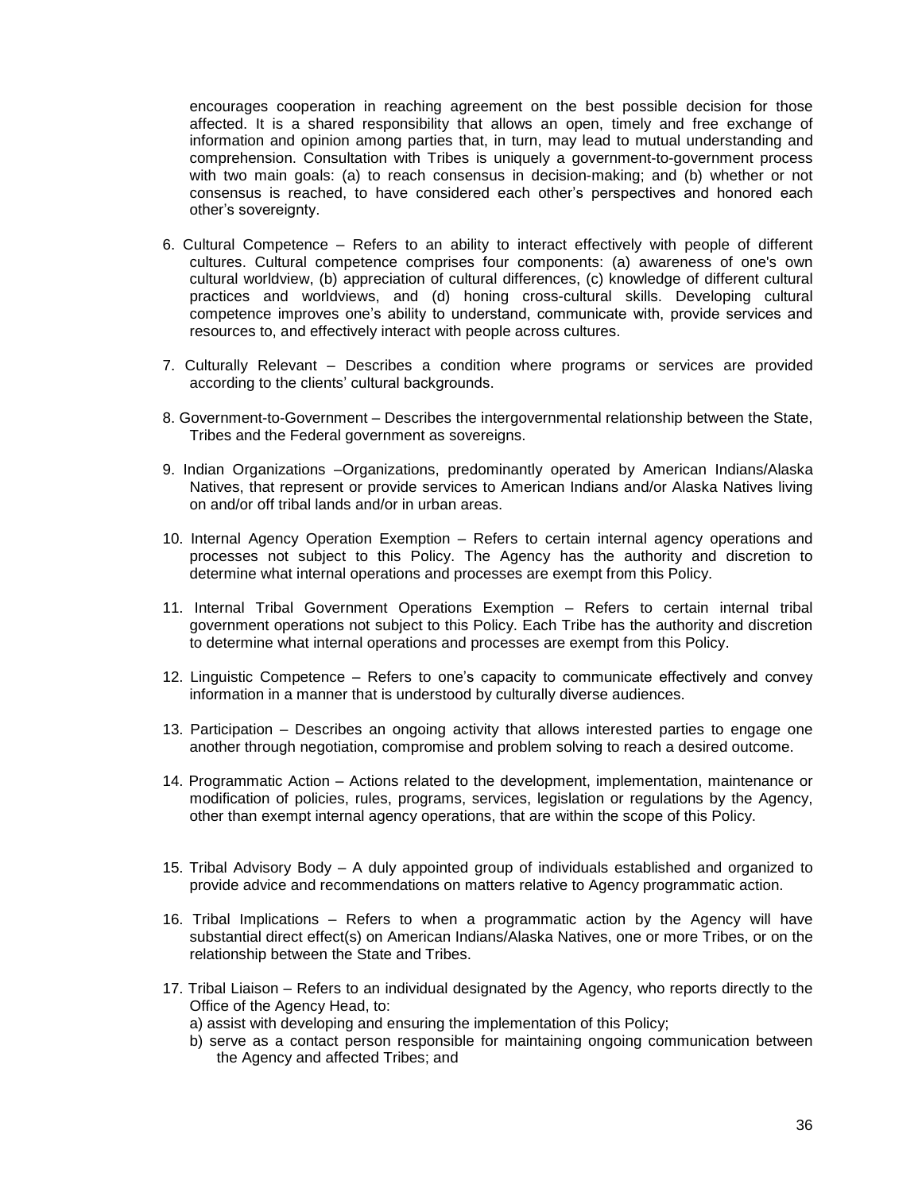encourages cooperation in reaching agreement on the best possible decision for those affected. It is a shared responsibility that allows an open, timely and free exchange of information and opinion among parties that, in turn, may lead to mutual understanding and comprehension. Consultation with Tribes is uniquely a government-to-government process with two main goals: (a) to reach consensus in decision-making; and (b) whether or not consensus is reached, to have considered each other's perspectives and honored each other's sovereignty.

6. Cultural Competence – Refers to an ability to interact effectively with people of different cultures. Cultural competence comprises four components: (a) awareness of one's own cultural worldview, (b) appreciation of cultural differences, (c) knowledge of different cultural practices and worldviews, and (d) honing cross-cultural skills. Developing cultural competence improves one's ability to understand, communicate with, provide services and resources to, and effectively interact with people across cultures.

7. Culturally Relevant – Describes a condition where programs or services are provided according to the clients' cultural backgrounds.

8. Government-to-Government – Describes the intergovernmental relationship between the State, Tribes and the Federal government as sovereigns.

9. Indian Organizations –Organizations, predominantly operated by American Indians/Alaska Natives, that represent or provide services to American Indians and/or Alaska Natives living on and/or off tribal lands and/or in urban areas.

10. Internal Agency Operation Exemption – Refers to certain internal agency operations and processes not subject to this Policy. The Agency has the authority and discretion to determine what internal operations and processes are exempt from this Policy.

11. Internal Tribal Government Operations Exemption – Refers to certain internal tribal government operations not subject to this Policy. Each Tribe has the authority and discretion to determine what internal operations and processes are exempt from this Policy.

12. Linguistic Competence – Refers to one's capacity to communicate effectively and convey information in a manner that is understood by culturally diverse audiences.

13. Participation – Describes an ongoing activity that allows interested parties to engage one another through negotiation, compromise and problem solving to reach a desired outcome.

14. Programmatic Action – Actions related to the development, implementation, maintenance or modification of policies, rules, programs, services, legislation or regulations by the Agency, other than exempt internal agency operations, that are within the scope of this Policy.

15. Tribal Advisory Body – A duly appointed group of individuals established and organized to provide advice and recommendations on matters relative to Agency programmatic action.

16. Tribal Implications – Refers to when a programmatic action by the Agency will have substantial direct effect(s) on American Indians/Alaska Natives, one or more Tribes, or on the relationship between the State and Tribes.

17. Tribal Liaison – Refers to an individual designated by the Agency, who reports directly to the Office of the Agency Head, to:
    a) assist with developing and ensuring the implementation of this Policy;
    b) serve as a contact person responsible for maintaining ongoing communication between the Agency and affected Tribes; and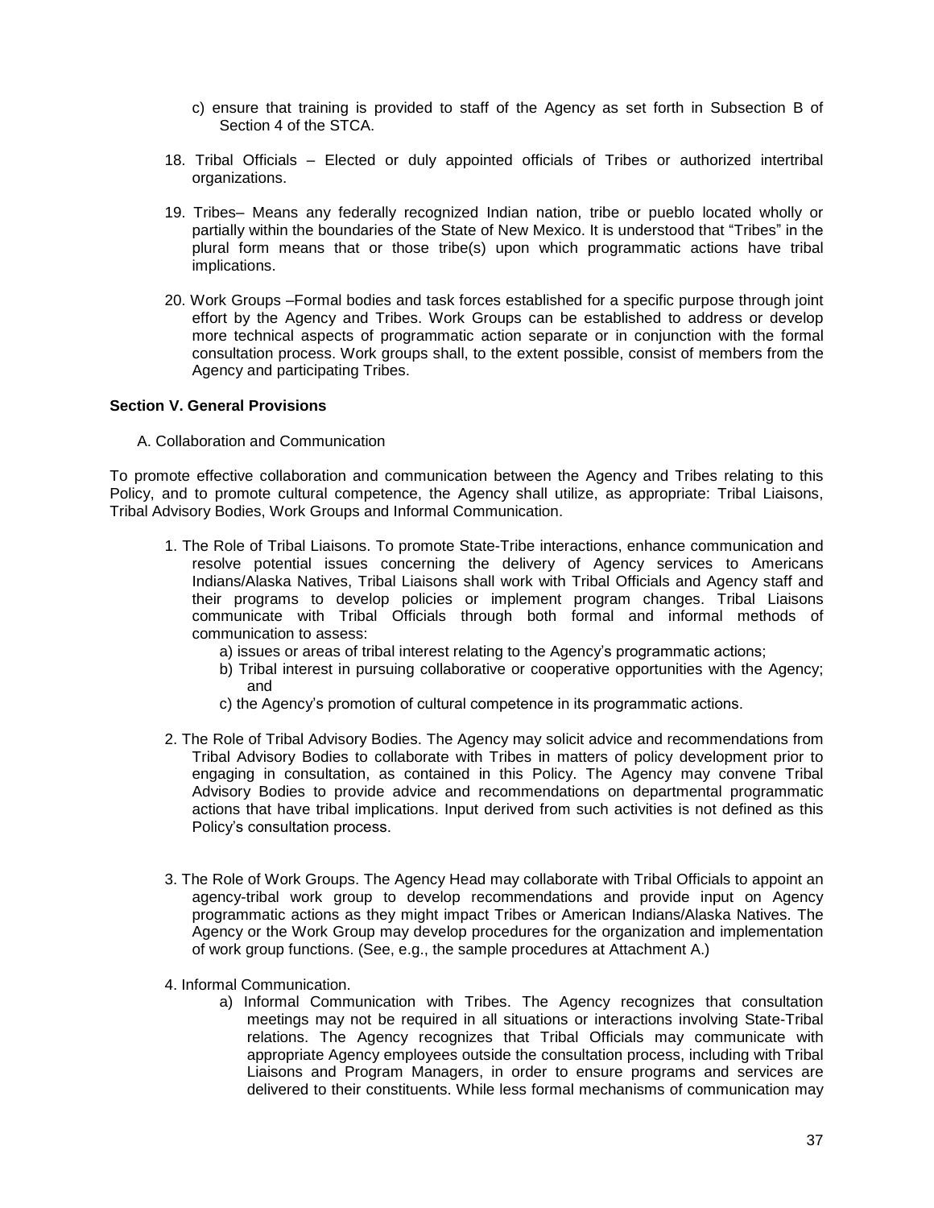c) ensure that training is provided to staff of the Agency as set forth in Subsection B of Section 4 of the STCA.

18. Tribal Officials – Elected or duly appointed officials of Tribes or authorized intertribal organizations.

19. Tribes– Means any federally recognized Indian nation, tribe or pueblo located wholly or partially within the boundaries of the State of New Mexico. It is understood that "Tribes" in the plural form means that or those tribe(s) upon which programmatic actions have tribal implications.

20. Work Groups –Formal bodies and task forces established for a specific purpose through joint effort by the Agency and Tribes. Work Groups can be established to address or develop more technical aspects of programmatic action separate or in conjunction with the formal consultation process. Work groups shall, to the extent possible, consist of members from the Agency and participating Tribes.

**Section V. General Provisions**

A. Collaboration and Communication

To promote effective collaboration and communication between the Agency and Tribes relating to this Policy, and to promote cultural competence, the Agency shall utilize, as appropriate: Tribal Liaisons, Tribal Advisory Bodies, Work Groups and Informal Communication.

1. The Role of Tribal Liaisons. To promote State-Tribe interactions, enhance communication and resolve potential issues concerning the delivery of Agency services to Americans Indians/Alaska Natives, Tribal Liaisons shall work with Tribal Officials and Agency staff and their programs to develop policies or implement program changes. Tribal Liaisons communicate with Tribal Officials through both formal and informal methods of communication to assess:
   a) issues or areas of tribal interest relating to the Agency's programmatic actions;
   b) Tribal interest in pursuing collaborative or cooperative opportunities with the Agency; and
   c) the Agency's promotion of cultural competence in its programmatic actions.

2. The Role of Tribal Advisory Bodies. The Agency may solicit advice and recommendations from Tribal Advisory Bodies to collaborate with Tribes in matters of policy development prior to engaging in consultation, as contained in this Policy. The Agency may convene Tribal Advisory Bodies to provide advice and recommendations on departmental programmatic actions that have tribal implications. Input derived from such activities is not defined as this Policy's consultation process.

3. The Role of Work Groups. The Agency Head may collaborate with Tribal Officials to appoint an agency-tribal work group to develop recommendations and provide input on Agency programmatic actions as they might impact Tribes or American Indians/Alaska Natives. The Agency or the Work Group may develop procedures for the organization and implementation of work group functions. (See, e.g., the sample procedures at Attachment A.)

4. Informal Communication.
   a) Informal Communication with Tribes. The Agency recognizes that consultation meetings may not be required in all situations or interactions involving State-Tribal relations. The Agency recognizes that Tribal Officials may communicate with appropriate Agency employees outside the consultation process, including with Tribal Liaisons and Program Managers, in order to ensure programs and services are delivered to their constituents. While less formal mechanisms of communication may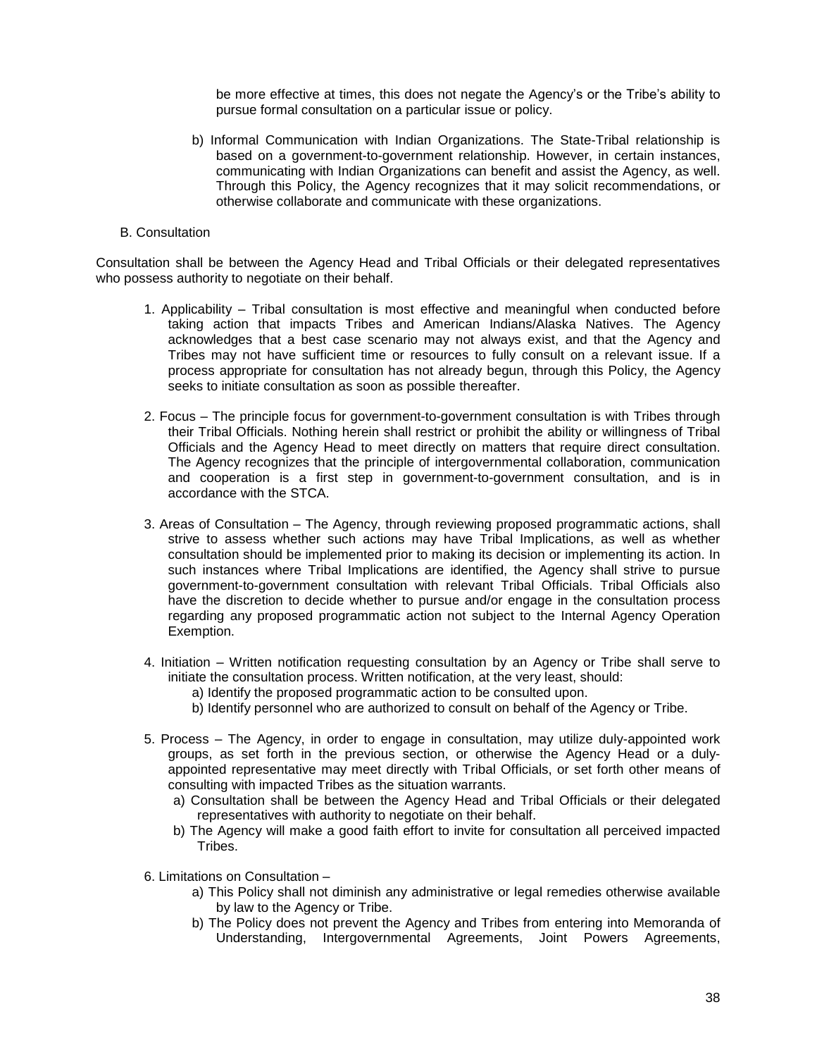be more effective at times, this does not negate the Agency's or the Tribe's ability to pursue formal consultation on a particular issue or policy.

b) Informal Communication with Indian Organizations. The State-Tribal relationship is based on a government-to-government relationship. However, in certain instances, communicating with Indian Organizations can benefit and assist the Agency, as well. Through this Policy, the Agency recognizes that it may solicit recommendations, or otherwise collaborate and communicate with these organizations.

B. Consultation

Consultation shall be between the Agency Head and Tribal Officials or their delegated representatives who possess authority to negotiate on their behalf.

1. Applicability – Tribal consultation is most effective and meaningful when conducted before taking action that impacts Tribes and American Indians/Alaska Natives. The Agency acknowledges that a best case scenario may not always exist, and that the Agency and Tribes may not have sufficient time or resources to fully consult on a relevant issue. If a process appropriate for consultation has not already begun, through this Policy, the Agency seeks to initiate consultation as soon as possible thereafter.

2. Focus – The principle focus for government-to-government consultation is with Tribes through their Tribal Officials. Nothing herein shall restrict or prohibit the ability or willingness of Tribal Officials and the Agency Head to meet directly on matters that require direct consultation. The Agency recognizes that the principle of intergovernmental collaboration, communication and cooperation is a first step in government-to-government consultation, and is in accordance with the STCA.

3. Areas of Consultation – The Agency, through reviewing proposed programmatic actions, shall strive to assess whether such actions may have Tribal Implications, as well as whether consultation should be implemented prior to making its decision or implementing its action. In such instances where Tribal Implications are identified, the Agency shall strive to pursue government-to-government consultation with relevant Tribal Officials. Tribal Officials also have the discretion to decide whether to pursue and/or engage in the consultation process regarding any proposed programmatic action not subject to the Internal Agency Operation Exemption.

4. Initiation – Written notification requesting consultation by an Agency or Tribe shall serve to initiate the consultation process. Written notification, at the very least, should:
   a) Identify the proposed programmatic action to be consulted upon.
   b) Identify personnel who are authorized to consult on behalf of the Agency or Tribe.

5. Process – The Agency, in order to engage in consultation, may utilize duly-appointed work groups, as set forth in the previous section, or otherwise the Agency Head or a duly-appointed representative may meet directly with Tribal Officials, or set forth other means of consulting with impacted Tribes as the situation warrants.
   a) Consultation shall be between the Agency Head and Tribal Officials or their delegated representatives with authority to negotiate on their behalf.
   b) The Agency will make a good faith effort to invite for consultation all perceived impacted Tribes.

6. Limitations on Consultation –
   a) This Policy shall not diminish any administrative or legal remedies otherwise available by law to the Agency or Tribe.
   b) The Policy does not prevent the Agency and Tribes from entering into Memoranda of Understanding, Intergovernmental Agreements, Joint Powers Agreements,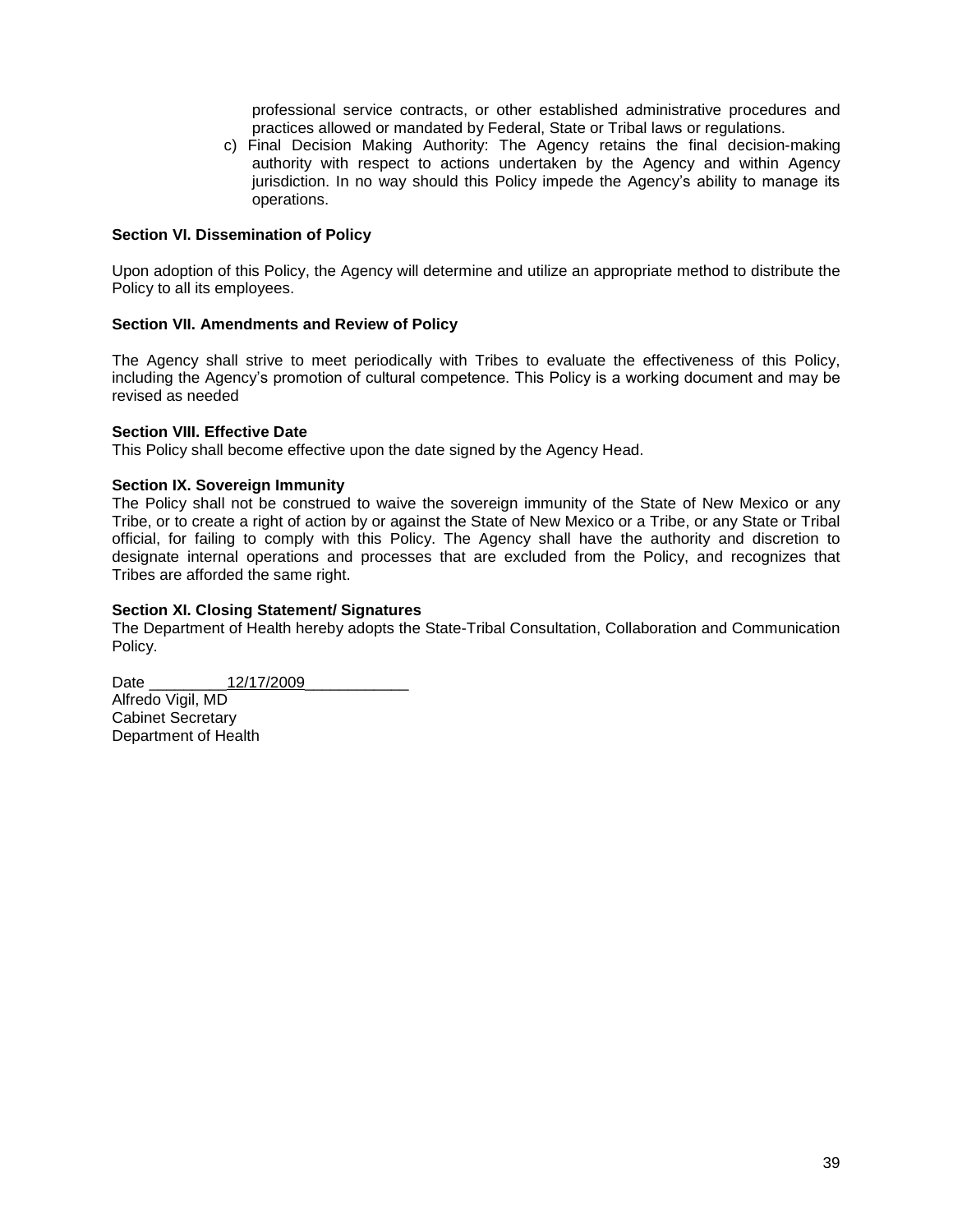professional service contracts, or other established administrative procedures and practices allowed or mandated by Federal, State or Tribal laws or regulations.

c) Final Decision Making Authority: The Agency retains the final decision-making authority with respect to actions undertaken by the Agency and within Agency jurisdiction. In no way should this Policy impede the Agency's ability to manage its operations.

**Section VI. Dissemination of Policy**

Upon adoption of this Policy, the Agency will determine and utilize an appropriate method to distribute the Policy to all its employees.

**Section VII. Amendments and Review of Policy**

The Agency shall strive to meet periodically with Tribes to evaluate the effectiveness of this Policy, including the Agency's promotion of cultural competence. This Policy is a working document and may be revised as needed

**Section VIII. Effective Date**

This Policy shall become effective upon the date signed by the Agency Head.

**Section IX. Sovereign Immunity**

The Policy shall not be construed to waive the sovereign immunity of the State of New Mexico or any Tribe, or to create a right of action by or against the State of New Mexico or a Tribe, or any State or Tribal official, for failing to comply with this Policy. The Agency shall have the authority and discretion to designate internal operations and processes that are excluded from the Policy, and recognizes that Tribes are afforded the same right.

**Section XI. Closing Statement/ Signatures**

The Department of Health hereby adopts the State-Tribal Consultation, Collaboration and Communication Policy.

Date _________12/17/2009____________

Alfredo Vigil, MD
Cabinet Secretary
Department of Health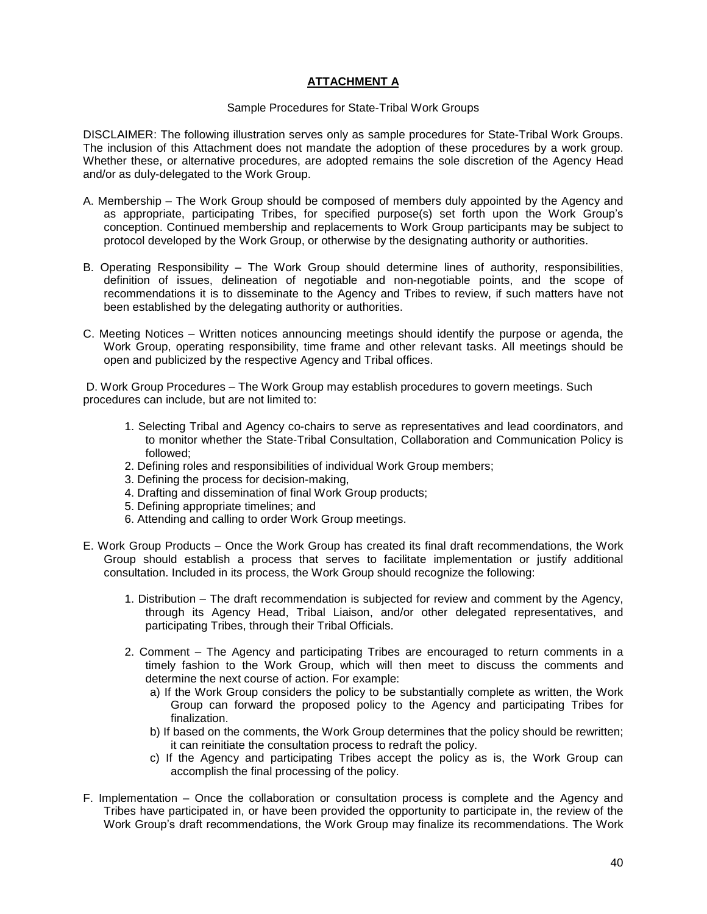# ATTACHMENT A

Sample Procedures for State-Tribal Work Groups

DISCLAIMER: The following illustration serves only as sample procedures for State-Tribal Work Groups. The inclusion of this Attachment does not mandate the adoption of these procedures by a work group. Whether these, or alternative procedures, are adopted remains the sole discretion of the Agency Head and/or as duly-delegated to the Work Group.

A. Membership – The Work Group should be composed of members duly appointed by the Agency and as appropriate, participating Tribes, for specified purpose(s) set forth upon the Work Group's conception. Continued membership and replacements to Work Group participants may be subject to protocol developed by the Work Group, or otherwise by the designating authority or authorities.

B. Operating Responsibility – The Work Group should determine lines of authority, responsibilities, definition of issues, delineation of negotiable and non-negotiable points, and the scope of recommendations it is to disseminate to the Agency and Tribes to review, if such matters have not been established by the delegating authority or authorities.

C. Meeting Notices – Written notices announcing meetings should identify the purpose or agenda, the Work Group, operating responsibility, time frame and other relevant tasks. All meetings should be open and publicized by the respective Agency and Tribal offices.

D. Work Group Procedures – The Work Group may establish procedures to govern meetings. Such procedures can include, but are not limited to:

1. Selecting Tribal and Agency co-chairs to serve as representatives and lead coordinators, and to monitor whether the State-Tribal Consultation, Collaboration and Communication Policy is followed;
2. Defining roles and responsibilities of individual Work Group members;
3. Defining the process for decision-making,
4. Drafting and dissemination of final Work Group products;
5. Defining appropriate timelines; and
6. Attending and calling to order Work Group meetings.

E. Work Group Products – Once the Work Group has created its final draft recommendations, the Work Group should establish a process that serves to facilitate implementation or justify additional consultation. Included in its process, the Work Group should recognize the following:

1. Distribution – The draft recommendation is subjected for review and comment by the Agency, through its Agency Head, Tribal Liaison, and/or other delegated representatives, and participating Tribes, through their Tribal Officials.

2. Comment – The Agency and participating Tribes are encouraged to return comments in a timely fashion to the Work Group, which will then meet to discuss the comments and determine the next course of action. For example:
   a) If the Work Group considers the policy to be substantially complete as written, the Work Group can forward the proposed policy to the Agency and participating Tribes for finalization.
   b) If based on the comments, the Work Group determines that the policy should be rewritten; it can reinitiate the consultation process to redraft the policy.
   c) If the Agency and participating Tribes accept the policy as is, the Work Group can accomplish the final processing of the policy.

F. Implementation – Once the collaboration or consultation process is complete and the Agency and Tribes have participated in, or have been provided the opportunity to participate in, the review of the Work Group's draft recommendations, the Work Group may finalize its recommendations. The Work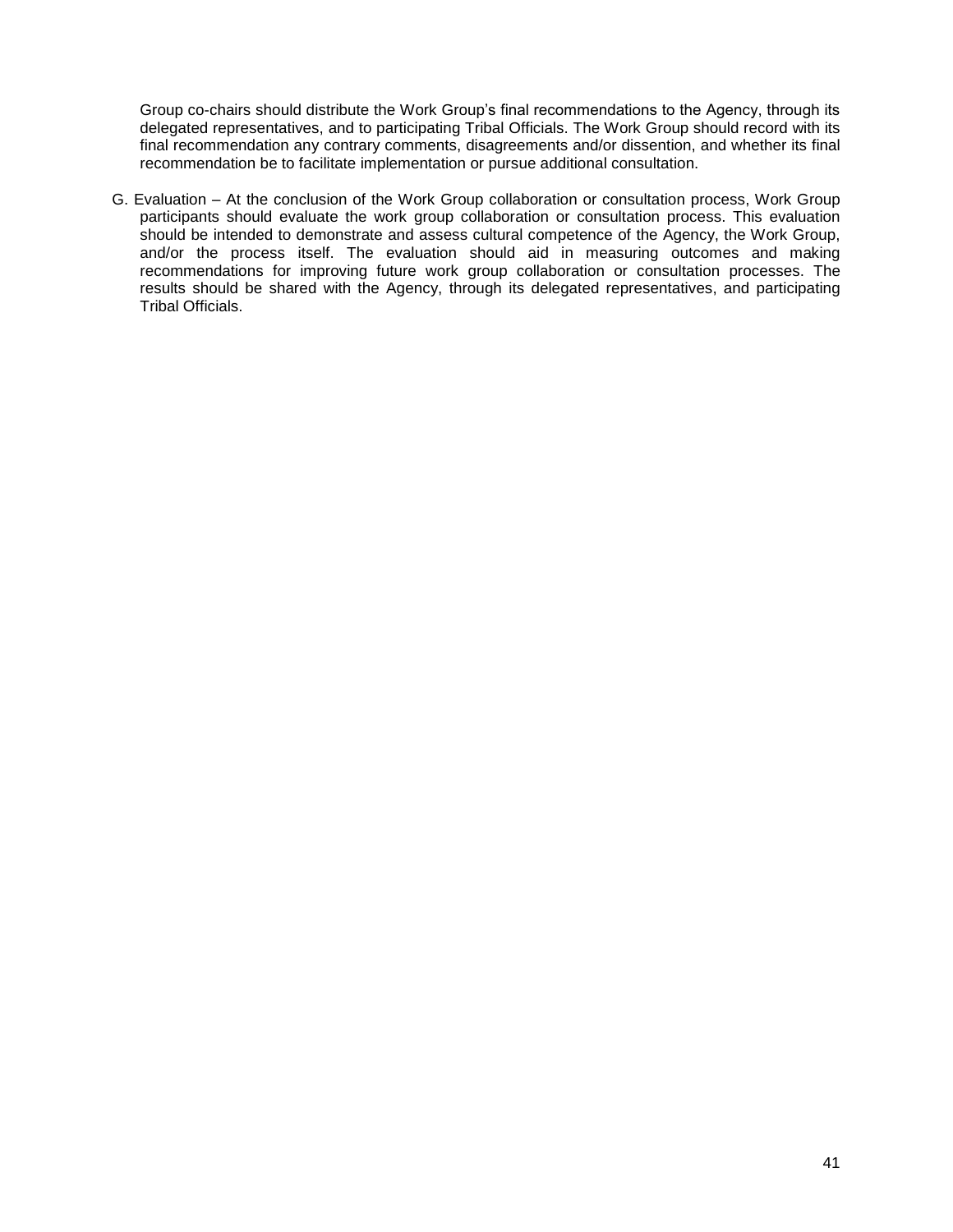Group co-chairs should distribute the Work Group's final recommendations to the Agency, through its delegated representatives, and to participating Tribal Officials. The Work Group should record with its final recommendation any contrary comments, disagreements and/or dissention, and whether its final recommendation be to facilitate implementation or pursue additional consultation.

G. Evaluation – At the conclusion of the Work Group collaboration or consultation process, Work Group participants should evaluate the work group collaboration or consultation process. This evaluation should be intended to demonstrate and assess cultural competence of the Agency, the Work Group, and/or the process itself. The evaluation should aid in measuring outcomes and making recommendations for improving future work group collaboration or consultation processes. The results should be shared with the Agency, through its delegated representatives, and participating Tribal Officials.